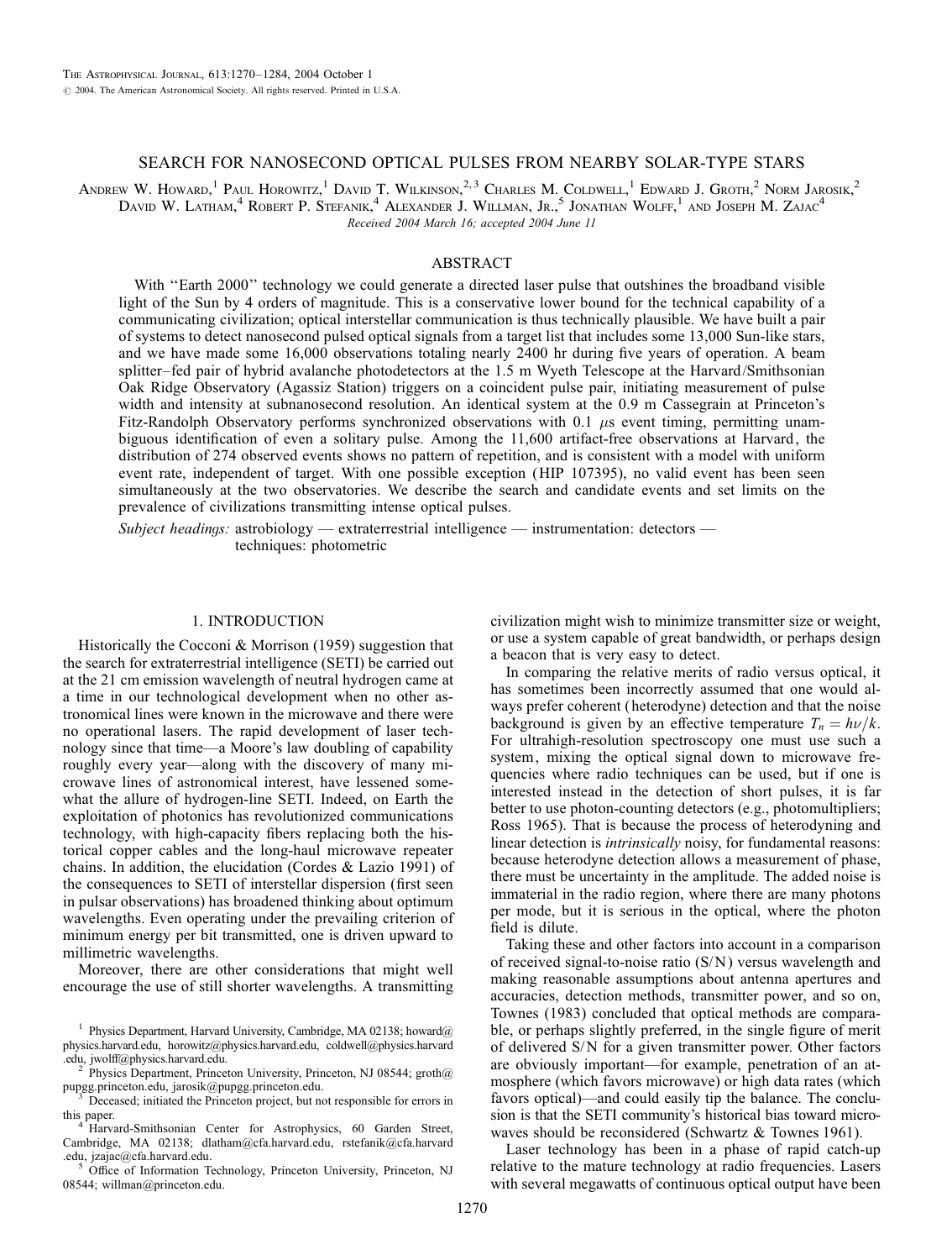# SEARCH FOR NANOSECOND OPTICAL PULSES FROM NEARBY SOLAR-TYPE STARS

Andrew W. Howard,[1] Paul Horowitz,[1] David T. Wilkinson,[2,3] Charles M. Coldwell,[1] Edward J. Groth,[2] Norm Jarosik,[2] David W. Latham,[4] Robert P. Stefanik,[4] Alexander J. Willman, Jr.,[5] Jonathan Wolff,[1] and Joseph M. Zajac[4]

*Received 2004 March 16; accepted 2004 June 11*

## ABSTRACT

With "Earth 2000" technology we could generate a directed laser pulse that outshines the broadband visible light of the Sun by 4 orders of magnitude. This is a conservative lower bound for the technical capability of a communicating civilization; optical interstellar communication is thus technically plausible. We have built a pair of systems to detect nanosecond pulsed optical signals from a target list that includes some 13,000 Sun-like stars, and we have made some 16,000 observations totaling nearly 2400 hr during five years of operation. A beam splitter–fed pair of hybrid avalanche photodetectors at the 1.5 m Wyeth Telescope at the Harvard/Smithsonian Oak Ridge Observatory (Agassiz Station) triggers on a coincident pulse pair, initiating measurement of pulse width and intensity at subnanosecond resolution. An identical system at the 0.9 m Cassegrain at Princeton's Fitz-Randolph Observatory performs synchronized observations with 0.1 $\mu$s event timing, permitting unambiguous identification of even a solitary pulse. Among the 11,600 artifact-free observations at Harvard, the distribution of 274 observed events shows no pattern of repetition, and is consistent with a model with uniform event rate, independent of target. With one possible exception (HIP 107395), no valid event has been seen simultaneously at the two observatories. We describe the search and candidate events and set limits on the prevalence of civilizations transmitting intense optical pulses.

*Subject headings:* astrobiology — extraterrestrial intelligence — instrumentation: detectors — techniques: photometric

## 1. INTRODUCTION

Historically the Cocconi & Morrison (1959) suggestion that the search for extraterrestrial intelligence (SETI) be carried out at the 21 cm emission wavelength of neutral hydrogen came at a time in our technological development when no other astronomical lines were known in the microwave and there were no operational lasers. The rapid development of laser technology since that time—a Moore's law doubling of capability roughly every year—along with the discovery of many microwave lines of astronomical interest, have lessened somewhat the allure of hydrogen-line SETI. Indeed, on Earth the exploitation of photonics has revolutionized communications technology, with high-capacity fibers replacing both the historical copper cables and the long-haul microwave repeater chains. In addition, the elucidation (Cordes & Lazio 1991) of the consequences to SETI of interstellar dispersion (first seen in pulsar observations) has broadened thinking about optimum wavelengths. Even operating under the prevailing criterion of minimum energy per bit transmitted, one is driven upward to millimetric wavelengths.

Moreover, there are other considerations that might well encourage the use of still shorter wavelengths. A transmitting civilization might wish to minimize transmitter size or weight, or use a system capable of great bandwidth, or perhaps design a beacon that is very easy to detect.

In comparing the relative merits of radio versus optical, it has sometimes been incorrectly assumed that one would always prefer coherent (heterodyne) detection and that the noise background is given by an effective temperature $T_n = h\nu/k$. For ultrahigh-resolution spectroscopy one must use such a system, mixing the optical signal down to microwave frequencies where radio techniques can be used, but if one is interested instead in the detection of short pulses, it is far better to use photon-counting detectors (e.g., photomultipliers; Ross 1965). That is because the process of heterodyning and linear detection is *intrinsically* noisy, for fundamental reasons: because heterodyne detection allows a measurement of phase, there must be uncertainty in the amplitude. The added noise is immaterial in the radio region, where there are many photons per mode, but it is serious in the optical, where the photon field is dilute.

Taking these and other factors into account in a comparison of received signal-to-noise ratio (S/N) versus wavelength and making reasonable assumptions about antenna apertures and accuracies, detection methods, transmitter power, and so on, Townes (1983) concluded that optical methods are comparable, or perhaps slightly preferred, in the single figure of merit of delivered S/N for a given transmitter power. Other factors are obviously important—for example, penetration of an atmosphere (which favors microwave) or high data rates (which favors optical)—and could easily tip the balance. The conclusion is that the SETI community's historical bias toward microwaves should be reconsidered (Schwartz & Townes 1961).

Laser technology has been in a phase of rapid catch-up relative to the mature technology at radio frequencies. Lasers with several megawatts of continuous optical output have been

---

[1] Physics Department, Harvard University, Cambridge, MA 02138; howard@physics.harvard.edu, horowitz@physics.harvard.edu, coldwell@physics.harvard.edu, jwolff@physics.harvard.edu.

[2] Physics Department, Princeton University, Princeton, NJ 08544; groth@pupgg.princeton.edu, jarosik@pupgg.princeton.edu.

[3] Deceased; initiated the Princeton project, but not responsible for errors in this paper.

[4] Harvard-Smithsonian Center for Astrophysics, 60 Garden Street, Cambridge, MA 02138; dlatham@cfa.harvard.edu, rstefanik@cfa.harvard.edu, jzajac@cfa.harvard.edu.

[5] Office of Information Technology, Princeton University, Princeton, NJ 08544; willman@princeton.edu.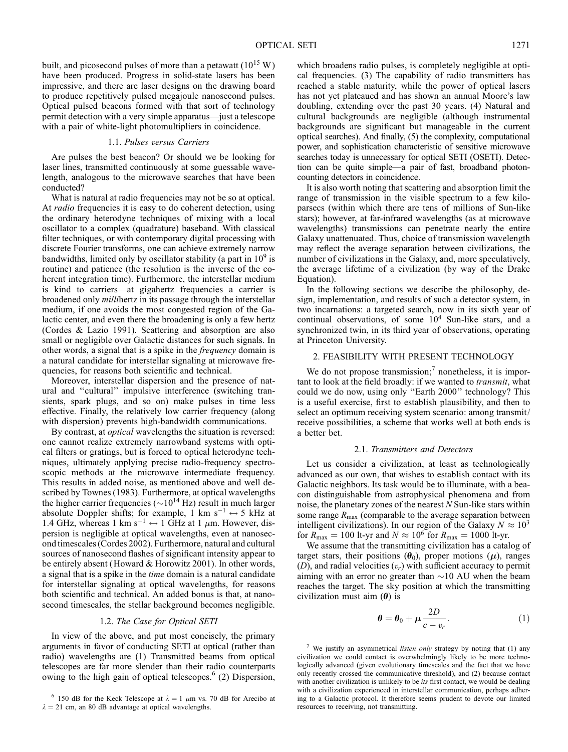built, and picosecond pulses of more than a petawatt ($10^{15}$ W) have been produced. Progress in solid-state lasers has been impressive, and there are laser designs on the drawing board to produce repetitively pulsed megajoule nanosecond pulses. Optical pulsed beacons formed with that sort of technology permit detection with a very simple apparatus—just a telescope with a pair of white-light photomultipliers in coincidence.

### 1.1. *Pulses versus Carriers*

Are pulses the best beacon? Or should we be looking for laser lines, transmitted continuously at some guessable wavelength, analogous to the microwave searches that have been conducted?

What is natural at radio frequencies may not be so at optical. At *radio* frequencies it is easy to do coherent detection, using the ordinary heterodyne techniques of mixing with a local oscillator to a complex (quadrature) baseband. With classical filter techniques, or with contemporary digital processing with discrete Fourier transforms, one can achieve extremely narrow bandwidths, limited only by oscillator stability (a part in $10^9$ is routine) and patience (the resolution is the inverse of the coherent integration time). Furthermore, the interstellar medium is kind to carriers—at gigahertz frequencies a carrier is broadened only *milli*hertz in its passage through the interstellar medium, if one avoids the most congested region of the Galactic center, and even there the broadening is only a few hertz (Cordes & Lazio 1991). Scattering and absorption are also small or negligible over Galactic distances for such signals. In other words, a signal that is a spike in the *frequency* domain is a natural candidate for interstellar signaling at microwave frequencies, for reasons both scientific and technical.

Moreover, interstellar dispersion and the presence of natural and "cultural" impulsive interference (switching transients, spark plugs, and so on) make pulses in time less effective. Finally, the relatively low carrier frequency (along with dispersion) prevents high-bandwidth communications.

By contrast, at *optical* wavelengths the situation is reversed: one cannot realize extremely narrowband systems with optical filters or gratings, but is forced to optical heterodyne techniques, ultimately applying precise radio-frequency spectroscopic methods at the microwave intermediate frequency. This results in added noise, as mentioned above and well described by Townes (1983). Furthermore, at optical wavelengths the higher carrier frequencies ($\sim 10^{14}$ Hz) result in much larger absolute Doppler shifts; for example, 1 km s$^{-1}$ $\leftrightarrow$ 5 kHz at 1.4 GHz, whereas 1 km s$^{-1}$ $\leftrightarrow$ 1 GHz at 1 $\mu$m. However, dispersion is negligible at optical wavelengths, even at nanosecond timescales (Cordes 2002). Furthermore, natural and cultural sources of nanosecond flashes of significant intensity appear to be entirely absent (Howard & Horowitz 2001). In other words, a signal that is a spike in the *time* domain is a natural candidate for interstellar signaling at optical wavelengths, for reasons both scientific and technical. An added bonus is that, at nanosecond timescales, the stellar background becomes negligible.

### 1.2. *The Case for Optical SETI*

In view of the above, and put most concisely, the primary arguments in favor of conducting SETI at optical (rather than radio) wavelengths are (1) Transmitted beams from optical telescopes are far more slender than their radio counterparts owing to the high gain of optical telescopes.[6] (2) Dispersion, which broadens radio pulses, is completely negligible at optical frequencies. (3) The capability of radio transmitters has reached a stable maturity, while the power of optical lasers has not yet plateaued and has shown an annual Moore's law doubling, extending over the past 30 years. (4) Natural and cultural backgrounds are negligible (although instrumental backgrounds are significant but manageable in the current optical searches). And finally, (5) the complexity, computational power, and sophistication characteristic of sensitive microwave searches today is unnecessary for optical SETI (OSETI). Detection can be quite simple—a pair of fast, broadband photon-counting detectors in coincidence.

It is also worth noting that scattering and absorption limit the range of transmission in the visible spectrum to a few kiloparsecs (within which there are tens of millions of Sun-like stars); however, at far-infrared wavelengths (as at microwave wavelengths) transmissions can penetrate nearly the entire Galaxy unattenuated. Thus, choice of transmission wavelength may reflect the average separation between civilizations, the number of civilizations in the Galaxy, and, more speculatively, the average lifetime of a civilization (by way of the Drake Equation).

In the following sections we describe the philosophy, design, implementation, and results of such a detector system, in two incarnations: a targeted search, now in its sixth year of continual observations, of some $10^4$ Sun-like stars, and a synchronized twin, in its third year of observations, operating at Princeton University.

## 2. FEASIBILITY WITH PRESENT TECHNOLOGY

We do not propose transmission;[7] nonetheless, it is important to look at the field broadly: if we wanted to *transmit*, what could we do now, using only "Earth 2000" technology? This is a useful exercise, first to establish plausibility, and then to select an optimum receiving system scenario: among transmit/receive possibilities, a scheme that works well at both ends is a better bet.

### 2.1. *Transmitters and Detectors*

Let us consider a civilization, at least as technologically advanced as our own, that wishes to establish contact with its Galactic neighbors. Its task would be to illuminate, with a beacon distinguishable from astrophysical phenomena and from noise, the planetary zones of the nearest $N$ Sun-like stars within some range $R_{\max}$ (comparable to the average separation between intelligent civilizations). In our region of the Galaxy $N \approx 10^3$ for $R_{\max} = 100$ lt-yr and $N \approx 10^6$ for $R_{\max} = 1000$ lt-yr.

We assume that the transmitting civilization has a catalog of target stars, their positions ($\boldsymbol{\theta}_0$), proper motions ($\boldsymbol{\mu}$), ranges ($D$), and radial velocities ($v_r$) with sufficient accuracy to permit aiming with an error no greater than $\sim$10 AU when the beam reaches the target. The sky position at which the transmitting civilization must aim ($\boldsymbol{\theta}$) is

$$\boldsymbol{\theta} = \boldsymbol{\theta}_0 + \boldsymbol{\mu}\frac{2D}{c - v_r}. \tag{1}$$

[6] 150 dB for the Keck Telescope at $\lambda = 1$ $\mu$m vs. 70 dB for Arecibo at $\lambda = 21$ cm, an 80 dB advantage at optical wavelengths.

[7] We justify an asymmetrical *listen only* strategy by noting that (1) any civilization we could contact is overwhelmingly likely to be more technologically advanced (given evolutionary timescales and the fact that we have only recently crossed the communicative threshold), and (2) because contact with another civilization is unlikely to be *its* first contact, we would be dealing with a civilization experienced in interstellar communication, perhaps adhering to a Galactic protocol. It therefore seems prudent to devote our limited resources to receiving, not transmitting.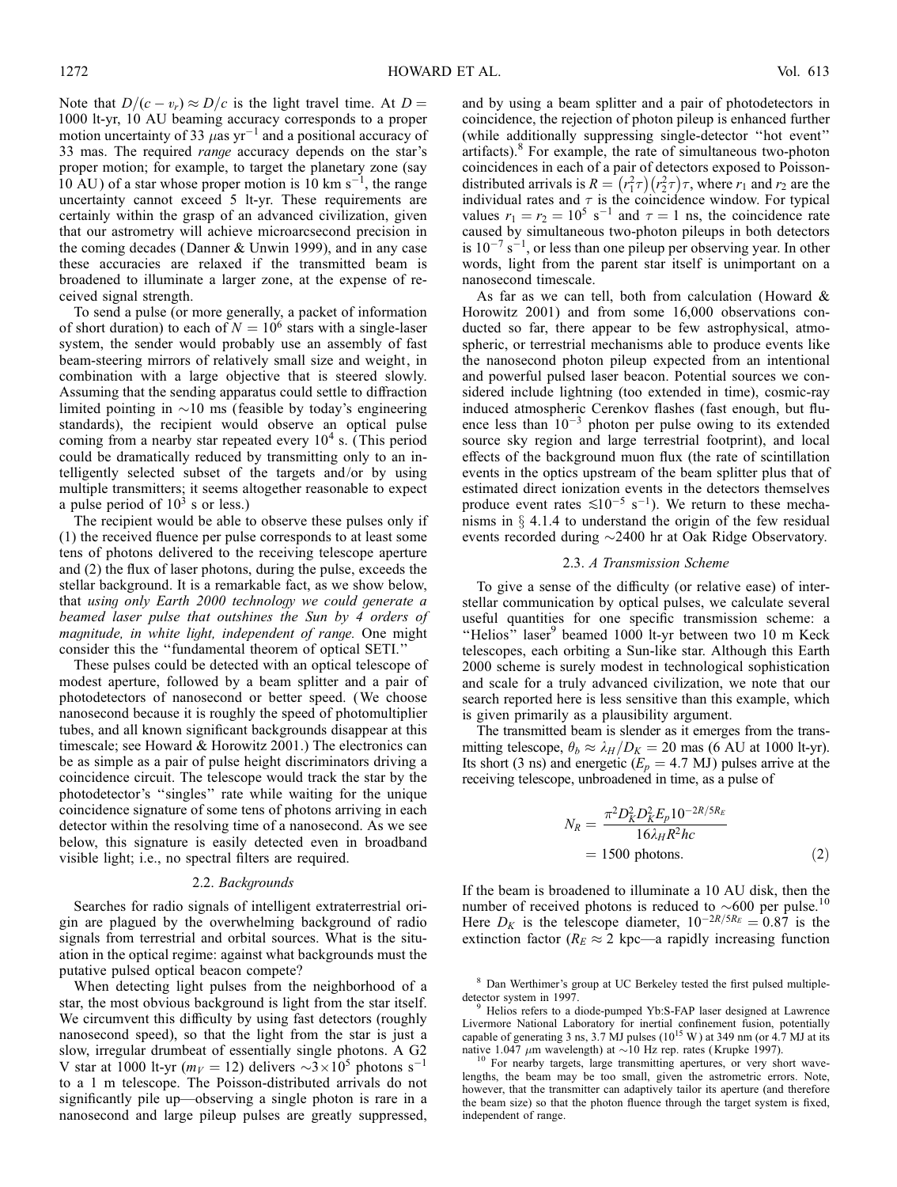Note that $D/(c - v_r) \approx D/c$ is the light travel time. At $D = 1000$ lt-yr, 10 AU beaming accuracy corresponds to a proper motion uncertainty of 33 $\mu$as yr$^{-1}$ and a positional accuracy of 33 mas. The required *range* accuracy depends on the star's proper motion; for example, to target the planetary zone (say 10 AU) of a star whose proper motion is 10 km s$^{-1}$, the range uncertainty cannot exceed 5 lt-yr. These requirements are certainly within the grasp of an advanced civilization, given that our astrometry will achieve microarcsecond precision in the coming decades (Danner & Unwin 1999), and in any case these accuracies are relaxed if the transmitted beam is broadened to illuminate a larger zone, at the expense of received signal strength.

To send a pulse (or more generally, a packet of information of short duration) to each of $N = 10^6$ stars with a single-laser system, the sender would probably use an assembly of fast beam-steering mirrors of relatively small size and weight, in combination with a large objective that is steered slowly. Assuming that the sending apparatus could settle to diffraction limited pointing in $\sim$10 ms (feasible by today's engineering standards), the recipient would observe an optical pulse coming from a nearby star repeated every $10^4$ s. (This period could be dramatically reduced by transmitting only to an intelligently selected subset of the targets and/or by using multiple transmitters; it seems altogether reasonable to expect a pulse period of $10^3$ s or less.)

The recipient would be able to observe these pulses only if (1) the received fluence per pulse corresponds to at least some tens of photons delivered to the receiving telescope aperture and (2) the flux of laser photons, during the pulse, exceeds the stellar background. It is a remarkable fact, as we show below, that *using only Earth 2000 technology we could generate a beamed laser pulse that outshines the Sun by 4 orders of magnitude, in white light, independent of range.* One might consider this the "fundamental theorem of optical SETI."

These pulses could be detected with an optical telescope of modest aperture, followed by a beam splitter and a pair of photodetectors of nanosecond or better speed. (We choose nanosecond because it is roughly the speed of photomultiplier tubes, and all known significant backgrounds disappear at this timescale; see Howard & Horowitz 2001.) The electronics can be as simple as a pair of pulse height discriminators driving a coincidence circuit. The telescope would track the star by the photodetector's "singles" rate while waiting for the unique coincidence signature of some tens of photons arriving in each detector within the resolving time of a nanosecond. As we see below, this signature is easily detected even in broadband visible light; i.e., no spectral filters are required.

### 2.2. *Backgrounds*

Searches for radio signals of intelligent extraterrestrial origin are plagued by the overwhelming background of radio signals from terrestrial and orbital sources. What is the situation in the optical regime: against what backgrounds must the putative pulsed optical beacon compete?

When detecting light pulses from the neighborhood of a star, the most obvious background is light from the star itself. We circumvent this difficulty by using fast detectors (roughly nanosecond speed), so that the light from the star is just a slow, irregular drumbeat of essentially single photons. A G2 V star at 1000 lt-yr ($m_V = 12$) delivers $\sim 3 \times 10^5$ photons s$^{-1}$ to a 1 m telescope. The Poisson-distributed arrivals do not significantly pile up—observing a single photon is rare in a nanosecond and large pileup pulses are greatly suppressed, and by using a beam splitter and a pair of photodetectors in coincidence, the rejection of photon pileup is enhanced further (while additionally suppressing single-detector "hot event" artifacts).[8] For example, the rate of simultaneous two-photon coincidences in each of a pair of detectors exposed to Poisson-distributed arrivals is $R = (r_1^2\tau)(r_2^2\tau)\tau$, where $r_1$ and $r_2$ are the individual rates and $\tau$ is the coincidence window. For typical values $r_1 = r_2 = 10^5$ s$^{-1}$ and $\tau = 1$ ns, the coincidence rate caused by simultaneous two-photon pileups in both detectors is $10^{-7}$ s$^{-1}$, or less than one pileup per observing year. In other words, light from the parent star itself is unimportant on a nanosecond timescale.

As far as we can tell, both from calculation (Howard & Horowitz 2001) and from some 16,000 observations conducted so far, there appear to be few astrophysical, atmospheric, or terrestrial mechanisms able to produce events like the nanosecond photon pileup expected from an intentional and powerful pulsed laser beacon. Potential sources we considered include lightning (too extended in time), cosmic-ray induced atmospheric Cerenkov flashes (fast enough, but fluence less than $10^{-3}$ photon per pulse owing to its extended source sky region and large terrestrial footprint), and local effects of the background muon flux (the rate of scintillation events in the optics upstream of the beam splitter plus that of estimated direct ionization events in the detectors themselves produce event rates $\lesssim 10^{-5}$ s$^{-1}$). We return to these mechanisms in § 4.1.4 to understand the origin of the few residual events recorded during $\sim$2400 hr at Oak Ridge Observatory.

### 2.3. *A Transmission Scheme*

To give a sense of the difficulty (or relative ease) of interstellar communication by optical pulses, we calculate several useful quantities for one specific transmission scheme: a "Helios" laser[9] beamed 1000 lt-yr between two 10 m Keck telescopes, each orbiting a Sun-like star. Although this Earth 2000 scheme is surely modest in technological sophistication and scale for a truly advanced civilization, we note that our search reported here is less sensitive than this example, which is given primarily as a plausibility argument.

The transmitted beam is slender as it emerges from the transmitting telescope, $\theta_b \approx \lambda_H/D_K = 20$ mas (6 AU at 1000 lt-yr). Its short (3 ns) and energetic ($E_p = 4.7$ MJ) pulses arrive at the receiving telescope, unbroadened in time, as a pulse of

$$N_R = \frac{\pi^2 D_K^2 D_K^2 E_p 10^{-2R/5R_E}}{16\lambda_H R^2 hc} = 1500 \text{ photons.} \tag{2}$$

If the beam is broadened to illuminate a 10 AU disk, then the number of received photons is reduced to $\sim$600 per pulse.[10] Here $D_K$ is the telescope diameter, $10^{-2R/5R_E} = 0.87$ is the extinction factor ($R_E \approx 2$ kpc—a rapidly increasing function

---

[8] Dan Werthimer's group at UC Berkeley tested the first pulsed multiple-detector system in 1997.

[9] Helios refers to a diode-pumped Yb:S-FAP laser designed at Lawrence Livermore National Laboratory for inertial confinement fusion, potentially capable of generating 3 ns, 3.7 MJ pulses ($10^{15}$ W) at 349 nm (or 4.7 MJ at its native 1.047 $\mu$m wavelength) at $\sim$10 Hz rep. rates (Krupke 1997).

[10] For nearby targets, large transmitting apertures, or very short wavelengths, the beam may be too small, given the astrometric errors. Note, however, that the transmitter can adaptively tailor its aperture (and therefore the beam size) so that the photon fluence through the target system is fixed, independent of range.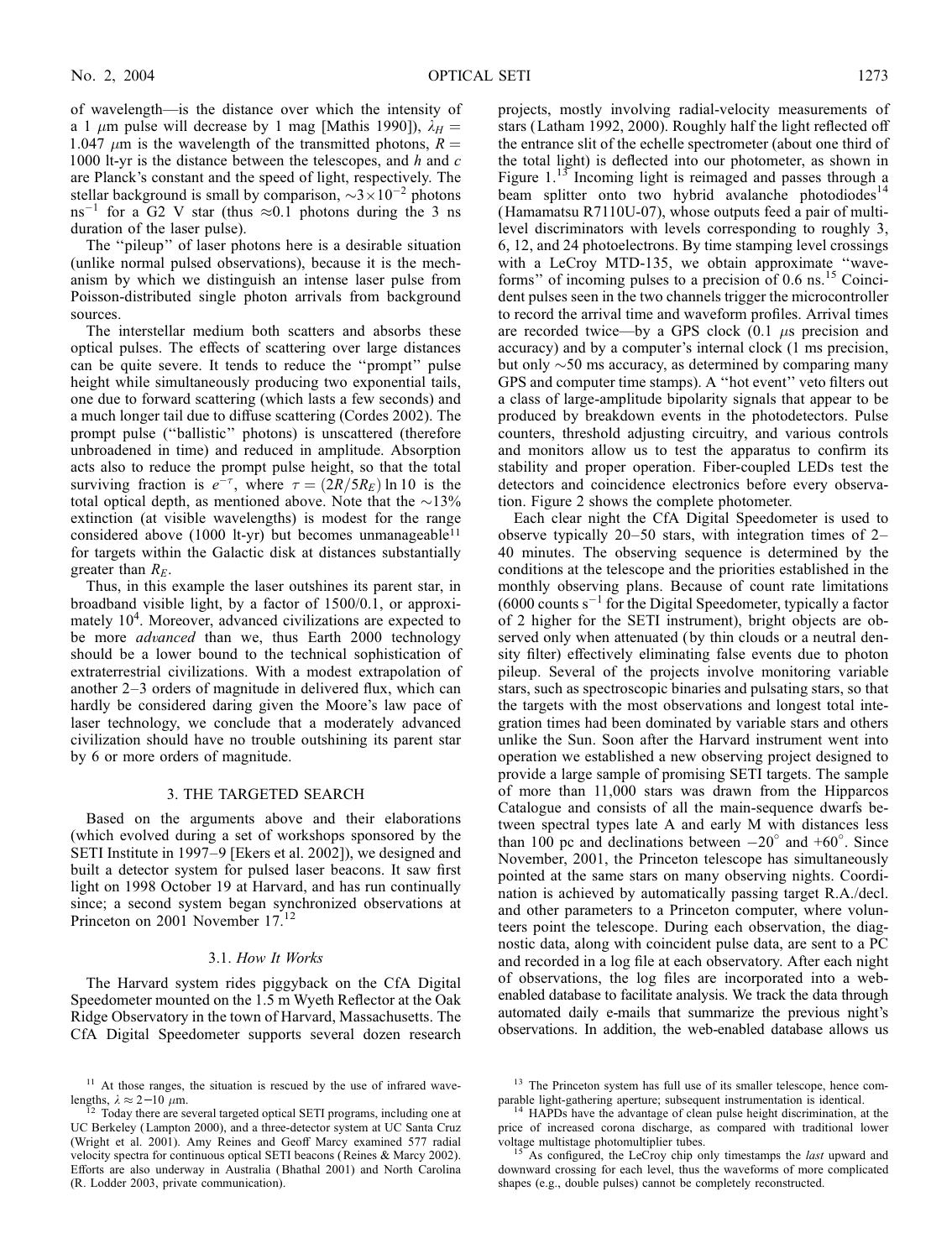of wavelength—is the distance over which the intensity of a 1 $\mu$m pulse will decrease by 1 mag [Mathis 1990]), $\lambda_H = 1.047$ $\mu$m is the wavelength of the transmitted photons, $R = 1000$ lt-yr is the distance between the telescopes, and $h$ and $c$ are Planck's constant and the speed of light, respectively. The stellar background is small by comparison, $\sim 3 \times 10^{-2}$ photons ns$^{-1}$ for a G2 V star (thus $\approx 0.1$ photons during the 3 ns duration of the laser pulse).

The "pileup" of laser photons here is a desirable situation (unlike normal pulsed observations), because it is the mechanism by which we distinguish an intense laser pulse from Poisson-distributed single photon arrivals from background sources.

The interstellar medium both scatters and absorbs these optical pulses. The effects of scattering over large distances can be quite severe. It tends to reduce the "prompt" pulse height while simultaneously producing two exponential tails, one due to forward scattering (which lasts a few seconds) and a much longer tail due to diffuse scattering (Cordes 2002). The prompt pulse ("ballistic" photons) is unscattered (therefore unbroadened in time) and reduced in amplitude. Absorption acts also to reduce the prompt pulse height, so that the total surviving fraction is $e^{-\tau}$, where $\tau = (2R/5R_E) \ln 10$ is the total optical depth, as mentioned above. Note that the $\sim$13% extinction (at visible wavelengths) is modest for the range considered above (1000 lt-yr) but becomes unmanageable[11] for targets within the Galactic disk at distances substantially greater than $R_E$.

Thus, in this example the laser outshines its parent star, in broadband visible light, by a factor of 1500/0.1, or approximately $10^4$. Moreover, advanced civilizations are expected to be more *advanced* than we, thus Earth 2000 technology should be a lower bound to the technical sophistication of extraterrestrial civilizations. With a modest extrapolation of another 2–3 orders of magnitude in delivered flux, which can hardly be considered daring given the Moore's law pace of laser technology, we conclude that a moderately advanced civilization should have no trouble outshining its parent star by 6 or more orders of magnitude.

## 3. THE TARGETED SEARCH

Based on the arguments above and their elaborations (which evolved during a set of workshops sponsored by the SETI Institute in 1997–9 [Ekers et al. 2002]), we designed and built a detector system for pulsed laser beacons. It saw first light on 1998 October 19 at Harvard, and has run continually since; a second system began synchronized observations at Princeton on 2001 November 17.[12]

### 3.1. *How It Works*

The Harvard system rides piggyback on the CfA Digital Speedometer mounted on the 1.5 m Wyeth Reflector at the Oak Ridge Observatory in the town of Harvard, Massachusetts. The CfA Digital Speedometer supports several dozen research projects, mostly involving radial-velocity measurements of stars (Latham 1992, 2000). Roughly half the light reflected off the entrance slit of the echelle spectrometer (about one third of the total light) is deflected into our photometer, as shown in Figure 1.[13] Incoming light is reimaged and passes through a beam splitter onto two hybrid avalanche photodiodes[14] (Hamamatsu R7110U-07), whose outputs feed a pair of multilevel discriminators with levels corresponding to roughly 3, 6, 12, and 24 photoelectrons. By time stamping level crossings with a LeCroy MTD-135, we obtain approximate "waveforms" of incoming pulses to a precision of 0.6 ns.[15] Coincident pulses seen in the two channels trigger the microcontroller to record the arrival time and waveform profiles. Arrival times are recorded twice—by a GPS clock (0.1 $\mu$s precision and accuracy) and by a computer's internal clock (1 ms precision, but only $\sim$50 ms accuracy, as determined by comparing many GPS and computer time stamps). A "hot event" veto filters out a class of large-amplitude bipolarity signals that appear to be produced by breakdown events in the photodetectors. Pulse counters, threshold adjusting circuitry, and various controls and monitors allow us to test the apparatus to confirm its stability and proper operation. Fiber-coupled LEDs test the detectors and coincidence electronics before every observation. Figure 2 shows the complete photometer.

Each clear night the CfA Digital Speedometer is used to observe typically 20–50 stars, with integration times of 2–40 minutes. The observing sequence is determined by the conditions at the telescope and the priorities established in the monthly observing plans. Because of count rate limitations (6000 counts s$^{-1}$ for the Digital Speedometer, typically a factor of 2 higher for the SETI instrument), bright objects are observed only when attenuated (by thin clouds or a neutral density filter) effectively eliminating false events due to photon pileup. Several of the projects involve monitoring variable stars, such as spectroscopic binaries and pulsating stars, so that the targets with the most observations and longest total integration times had been dominated by variable stars and others unlike the Sun. Soon after the Harvard instrument went into operation we established a new observing project designed to provide a large sample of promising SETI targets. The sample of more than 11,000 stars was drawn from the Hipparcos Catalogue and consists of all the main-sequence dwarfs between spectral types late A and early M with distances less than 100 pc and declinations between $-20^\circ$ and $+60^\circ$. Since November, 2001, the Princeton telescope has simultaneously pointed at the same stars on many observing nights. Coordination is achieved by automatically passing target R.A./decl. and other parameters to a Princeton computer, where volunteers point the telescope. During each observation, the diagnostic data, along with coincident pulse data, are sent to a PC and recorded in a log file at each observatory. After each night of observations, the log files are incorporated into a web-enabled database to facilitate analysis. We track the data through automated daily e-mails that summarize the previous night's observations. In addition, the web-enabled database allows us

---

[11] At those ranges, the situation is rescued by the use of infrared wavelengths, $\lambda \approx 2$–$10$ $\mu$m.

[12] Today there are several targeted optical SETI programs, including one at UC Berkeley (Lampton 2000), and a three-detector system at UC Santa Cruz (Wright et al. 2001). Amy Reines and Geoff Marcy examined 577 radial velocity spectra for continuous optical SETI beacons (Reines & Marcy 2002). Efforts are also underway in Australia (Bhathal 2001) and North Carolina (R. Lodder 2003, private communication).

[13] The Princeton system has full use of its smaller telescope, hence comparable light-gathering aperture; subsequent instrumentation is identical.

[14] HAPDs have the advantage of clean pulse height discrimination, at the price of increased corona discharge, as compared with traditional lower voltage multistage photomultiplier tubes.

[15] As configured, the LeCroy chip only timestamps the *last* upward and downward crossing for each level, thus the waveforms of more complicated shapes (e.g., double pulses) cannot be completely reconstructed.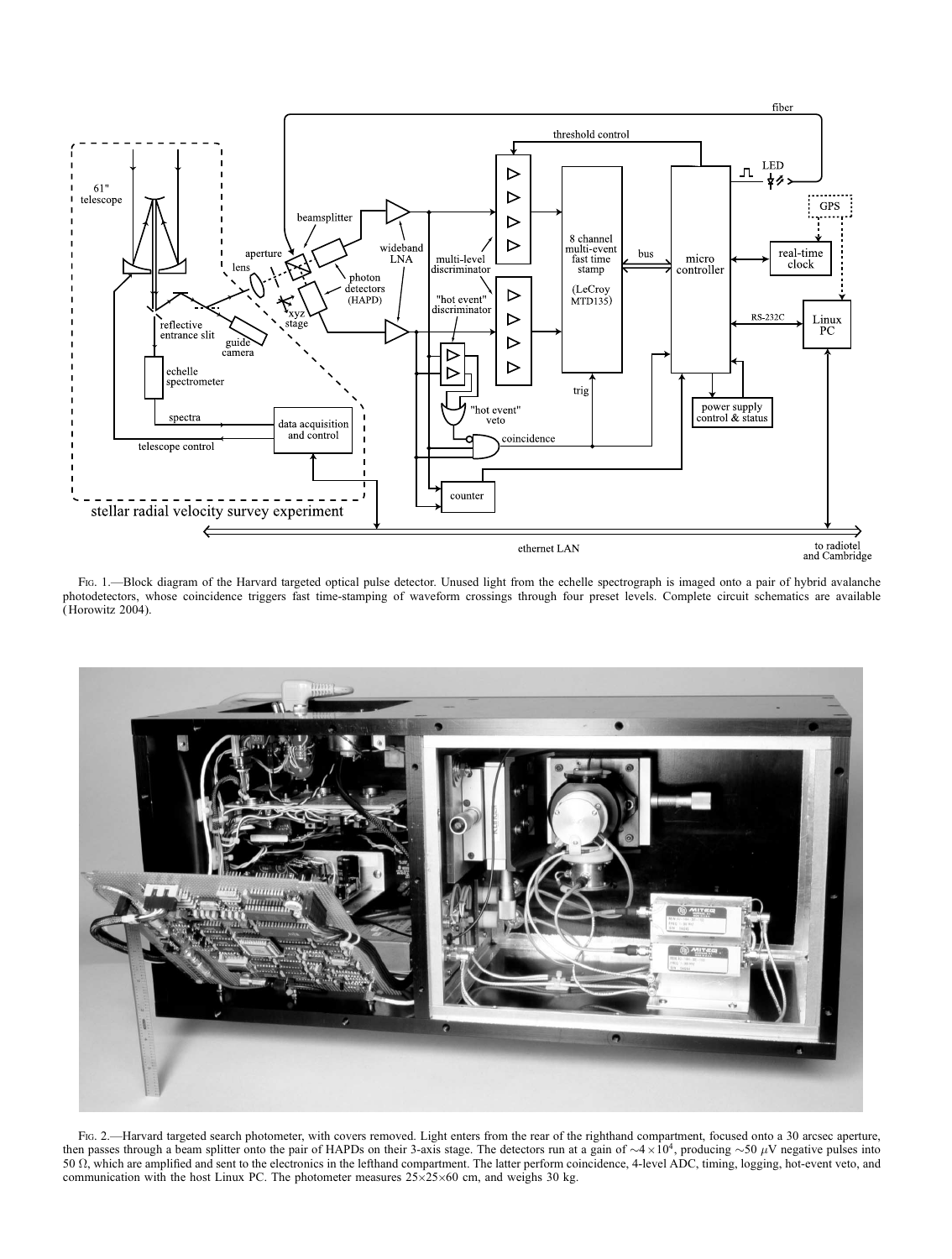Fig. 1.—Block diagram of the Harvard targeted optical pulse detector. Unused light from the echelle spectrograph is imaged onto a pair of hybrid avalanche photodetectors, whose coincidence triggers fast time-stamping of waveform crossings through four preset levels. Complete circuit schematics are available (Horowitz 2004).

Fig. 2.—Harvard targeted search photometer, with covers removed. Light enters from the rear of the righthand compartment, focused onto a 30 arcsec aperture, then passes through a beam splitter onto the pair of HAPDs on their 3-axis stage. The detectors run at a gain of $\sim 4 \times 10^4$, producing $\sim 50\ \mu$V negative pulses into 50 $\Omega$, which are amplified and sent to the electronics in the lefthand compartment. The latter perform coincidence, 4-level ADC, timing, logging, hot-event veto, and communication with the host Linux PC. The photometer measures $25 \times 25 \times 60$ cm, and weighs 30 kg.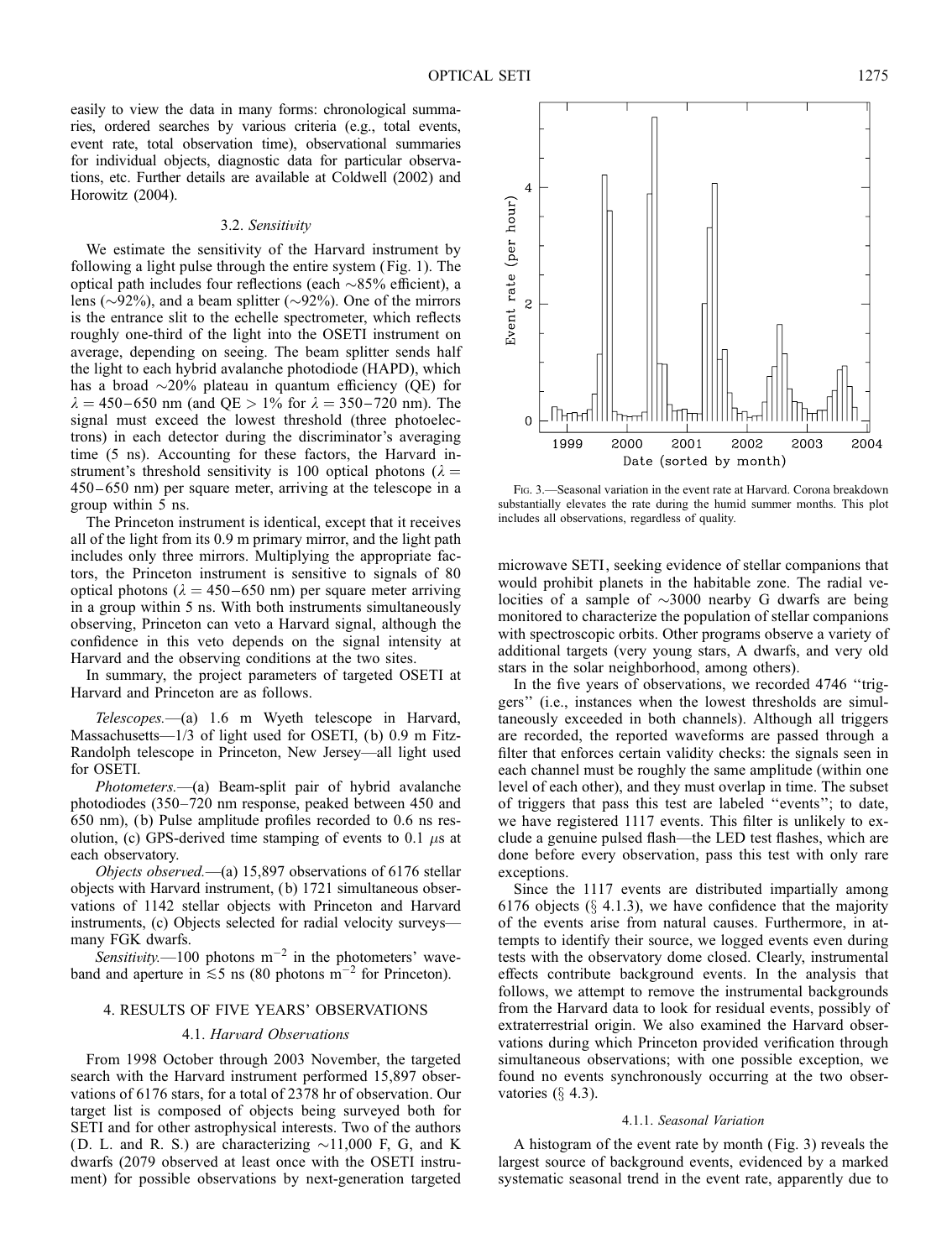easily to view the data in many forms: chronological summaries, ordered searches by various criteria (e.g., total events, event rate, total observation time), observational summaries for individual objects, diagnostic data for particular observations, etc. Further details are available at Coldwell (2002) and Horowitz (2004).

### 3.2. *Sensitivity*

We estimate the sensitivity of the Harvard instrument by following a light pulse through the entire system (Fig. 1). The optical path includes four reflections (each ~85% efficient), a lens (~92%), and a beam splitter (~92%). One of the mirrors is the entrance slit to the echelle spectrometer, which reflects roughly one-third of the light into the OSETI instrument on average, depending on seeing. The beam splitter sends half the light to each hybrid avalanche photodiode (HAPD), which has a broad ~20% plateau in quantum efficiency (QE) for $\lambda = 450-650$ nm (and QE > 1% for $\lambda = 350-720$ nm). The signal must exceed the lowest threshold (three photoelectrons) in each detector during the discriminator's averaging time (5 ns). Accounting for these factors, the Harvard instrument's threshold sensitivity is 100 optical photons ($\lambda = 450-650$ nm) per square meter, arriving at the telescope in a group within 5 ns.

The Princeton instrument is identical, except that it receives all of the light from its 0.9 m primary mirror, and the light path includes only three mirrors. Multiplying the appropriate factors, the Princeton instrument is sensitive to signals of 80 optical photons ($\lambda = 450-650$ nm) per square meter arriving in a group within 5 ns. With both instruments simultaneously observing, Princeton can veto a Harvard signal, although the confidence in this veto depends on the signal intensity at Harvard and the observing conditions at the two sites.

In summary, the project parameters of targeted OSETI at Harvard and Princeton are as follows.

*Telescopes.*—(a) 1.6 m Wyeth telescope in Harvard, Massachusetts—1/3 of light used for OSETI, (b) 0.9 m Fitz-Randolph telescope in Princeton, New Jersey—all light used for OSETI.

*Photometers.*—(a) Beam-split pair of hybrid avalanche photodiodes (350–720 nm response, peaked between 450 and 650 nm), (b) Pulse amplitude profiles recorded to 0.6 ns resolution, (c) GPS-derived time stamping of events to 0.1 $\mu$s at each observatory.

*Objects observed.*—(a) 15,897 observations of 6176 stellar objects with Harvard instrument, (b) 1721 simultaneous observations of 1142 stellar objects with Princeton and Harvard instruments, (c) Objects selected for radial velocity surveys—many FGK dwarfs.

*Sensitivity.*—100 photons $\mathrm{m}^{-2}$ in the photometers' waveband and aperture in $\lesssim 5$ ns (80 photons $\mathrm{m}^{-2}$ for Princeton).

## 4. RESULTS OF FIVE YEARS' OBSERVATIONS

### 4.1. *Harvard Observations*

From 1998 October through 2003 November, the targeted search with the Harvard instrument performed 15,897 observations of 6176 stars, for a total of 2378 hr of observation. Our target list is composed of objects being surveyed both for SETI and for other astrophysical interests. Two of the authors (D. L. and R. S.) are characterizing ~11,000 F, G, and K dwarfs (2079 observed at least once with the OSETI instrument) for possible observations by next-generation targeted microwave SETI, seeking evidence of stellar companions that would prohibit planets in the habitable zone. The radial velocities of a sample of ~3000 nearby G dwarfs are being monitored to characterize the population of stellar companions with spectroscopic orbits. Other programs observe a variety of additional targets (very young stars, A dwarfs, and very old stars in the solar neighborhood, among others).

Fig. 3.—Seasonal variation in the event rate at Harvard. Corona breakdown substantially elevates the rate during the humid summer months. This plot includes all observations, regardless of quality.

In the five years of observations, we recorded 4746 "triggers" (i.e., instances when the lowest thresholds are simultaneously exceeded in both channels). Although all triggers are recorded, the reported waveforms are passed through a filter that enforces certain validity checks: the signals seen in each channel must be roughly the same amplitude (within one level of each other), and they must overlap in time. The subset of triggers that pass this test are labeled "events"; to date, we have registered 1117 events. This filter is unlikely to exclude a genuine pulsed flash—the LED test flashes, which are done before every observation, pass this test with only rare exceptions.

Since the 1117 events are distributed impartially among 6176 objects (§ 4.1.3), we have confidence that the majority of the events arise from natural causes. Furthermore, in attempts to identify their source, we logged events even during tests with the observatory dome closed. Clearly, instrumental effects contribute background events. In the analysis that follows, we attempt to remove the instrumental backgrounds from the Harvard data to look for residual events, possibly of extraterrestrial origin. We also examined the Harvard observations during which Princeton provided verification through simultaneous observations; with one possible exception, we found no events synchronously occurring at the two observatories (§ 4.3).

#### 4.1.1. *Seasonal Variation*

A histogram of the event rate by month (Fig. 3) reveals the largest source of background events, evidenced by a marked systematic seasonal trend in the event rate, apparently due to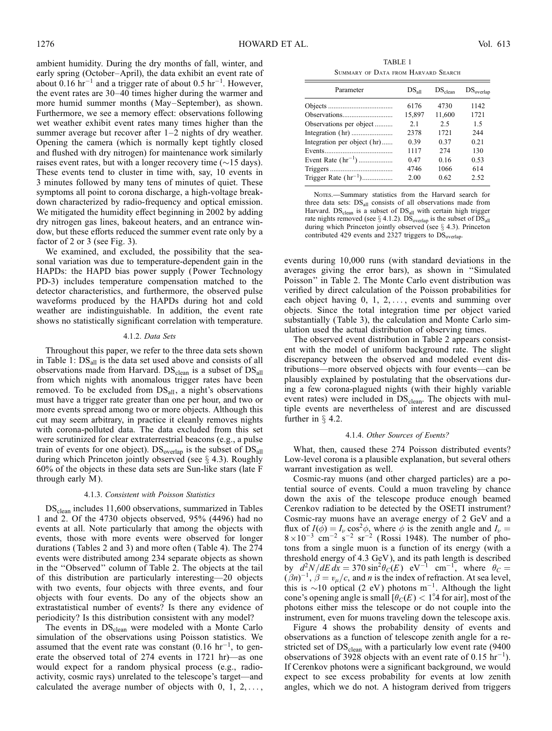ambient humidity. During the dry months of fall, winter, and early spring (October–April), the data exhibit an event rate of about 0.16 $hr^{-1}$ and a trigger rate of about 0.5 $hr^{-1}$. However, the event rates are 30–40 times higher during the warmer and more humid summer months (May–September), as shown. Furthermore, we see a memory effect: observations following wet weather exhibit event rates many times higher than the summer average but recover after 1–2 nights of dry weather. Opening the camera (which is normally kept tightly closed and flushed with dry nitrogen) for maintenance work similarly raises event rates, but with a longer recovery time (~15 days). These events tend to cluster in time with, say, 10 events in 3 minutes followed by many tens of minutes of quiet. These symptoms all point to corona discharge, a high-voltage breakdown characterized by radio-frequency and optical emission. We mitigated the humidity effect beginning in 2002 by adding dry nitrogen gas lines, bakeout heaters, and an entrance window, but these efforts reduced the summer event rate only by a factor of 2 or 3 (see Fig. 3).

We examined, and excluded, the possibility that the seasonal variation was due to temperature-dependent gain in the HAPDs: the HAPD bias power supply (Power Technology PD-3) includes temperature compensation matched to the detector characteristics, and furthermore, the observed pulse waveforms produced by the HAPDs during hot and cold weather are indistinguishable. In addition, the event rate shows no statistically significant correlation with temperature.

#### 4.1.2. *Data Sets*

Throughout this paper, we refer to the three data sets shown in Table 1: $DS_{all}$ is the data set used above and consists of all observations made from Harvard. $DS_{clean}$ is a subset of $DS_{all}$ from which nights with anomalous trigger rates have been removed. To be excluded from $DS_{all}$, a night's observations must have a trigger rate greater than one per hour, and two or more events spread among two or more objects. Although this cut may seem arbitrary, in practice it cleanly removes nights with corona-polluted data. The data excluded from this set were scrutinized for clear extraterrestrial beacons (e.g., a pulse train of events for one object). $DS_{overlap}$ is the subset of $DS_{all}$ during which Princeton jointly observed (see § 4.3). Roughly 60% of the objects in these data sets are Sun-like stars (late F through early M).

#### 4.1.3. *Consistent with Poisson Statistics*

$DS_{clean}$ includes 11,600 observations, summarized in Tables 1 and 2. Of the 4730 objects observed, 95% (4496) had no events at all. Note particularly that among the objects with events, those with more events were observed for longer durations (Tables 2 and 3) and more often (Table 4). The 274 events were distributed among 234 separate objects as shown in the "Observed" column of Table 2. The objects at the tail of this distribution are particularly interesting—20 objects with two events, four objects with three events, and four objects with four events. Do any of the objects show an extrastatistical number of events? Is there any evidence of periodicity? Is this distribution consistent with any model?

The events in $DS_{clean}$ were modeled with a Monte Carlo simulation of the observations using Poisson statistics. We assumed that the event rate was constant (0.16 $hr^{-1}$, to generate the observed total of 274 events in 1721 hr)—as one would expect for a random physical process (e.g., radioactivity, cosmic rays) unrelated to the telescope's target—and calculated the average number of objects with 0, 1, 2, ..., events during 10,000 runs (with standard deviations in the averages giving the error bars), as shown in "Simulated Poisson" in Table 2. The Monte Carlo event distribution was verified by direct calculation of the Poisson probabilities for each object having 0, 1, 2, ..., events and summing over objects. Since the total integration time per object varied substantially (Table 3), the calculation and Monte Carlo simulation used the actual distribution of observing times.

The observed event distribution in Table 2 appears consistent with the model of uniform background rate. The slight discrepancy between the observed and modeled event distributions—more observed objects with four events—can be plausibly explained by postulating that the observations during a few corona-plagued nights (with their highly variable event rates) were included in $DS_{clean}$. The objects with multiple events are nevertheless of interest and are discussed further in § 4.2.

TABLE 1

Summary of Data from Harvard Search

| Parameter | $DS_{all}$ | $DS_{clean}$ | $DS_{overlap}$ |
|---|---|---|---|
| Objects | 6176 | 4730 | 1142 |
| Observations | 15,897 | 11,600 | 1721 |
| Observations per object | 2.1 | 2.5 | 1.5 |
| Integration (hr) | 2378 | 1721 | 244 |
| Integration per object (hr) | 0.39 | 0.37 | 0.21 |
| Events | 1117 | 274 | 130 |
| Event Rate ($hr^{-1}$) | 0.47 | 0.16 | 0.53 |
| Triggers | 4746 | 1066 | 614 |
| Trigger Rate ($hr^{-1}$) | 2.00 | 0.62 | 2.52 |

Notes.—Summary statistics from the Harvard search for three data sets: $DS_{all}$ consists of all observations made from Harvard. $DS_{clean}$ is a subset of $DS_{all}$ with certain high trigger rate nights removed (see § 4.1.2). $DS_{overlap}$ is the subset of $DS_{all}$ during which Princeton jointly observed (see § 4.3). Princeton contributed 429 events and 2327 triggers to $DS_{overlap}$.

#### 4.1.4. *Other Sources of Events?*

What, then, caused these 274 Poisson distributed events? Low-level corona is a plausible explanation, but several others warrant investigation as well.

Cosmic-ray muons (and other charged particles) are a potential source of events. Could a muon traveling by chance down the axis of the telescope produce enough beamed Cerenkov radiation to be detected by the OSETI instrument? Cosmic-ray muons have an average energy of 2 GeV and a flux of $I(\phi) = I_\nu \cos^2\phi$, where $\phi$ is the zenith angle and $I_\nu = 8 \times 10^{-3}$ $cm^{-2}$ $s^{-2}$ $sr^{-2}$ (Rossi 1948). The number of photons from a single muon is a function of its energy (with a threshold energy of 4.3 GeV), and its path length is described by $d^2N/dE\,dx = 370 \sin^2\theta_C(E)$ $eV^{-1}$ $cm^{-1}$, where $\theta_C = (\beta n)^{-1}$, $\beta = v_\mu/c$, and $n$ is the index of refraction. At sea level, this is ~10 optical (2 eV) photons $m^{-1}$. Although the light cone's opening angle is small [$\theta_C(E) < 1\overset{\circ}{.}4$ for air], most of the photons either miss the telescope or do not couple into the instrument, even for muons traveling down the telescope axis.

Figure 4 shows the probability density of events and observations as a function of telescope zenith angle for a restricted set of $DS_{clean}$ with a particularly low event rate (9400 observations of 3928 objects with an event rate of 0.15 $hr^{-1}$). If Cerenkov photons were a significant background, we would expect to see excess probability for events at low zenith angles, which we do not. A histogram derived from triggers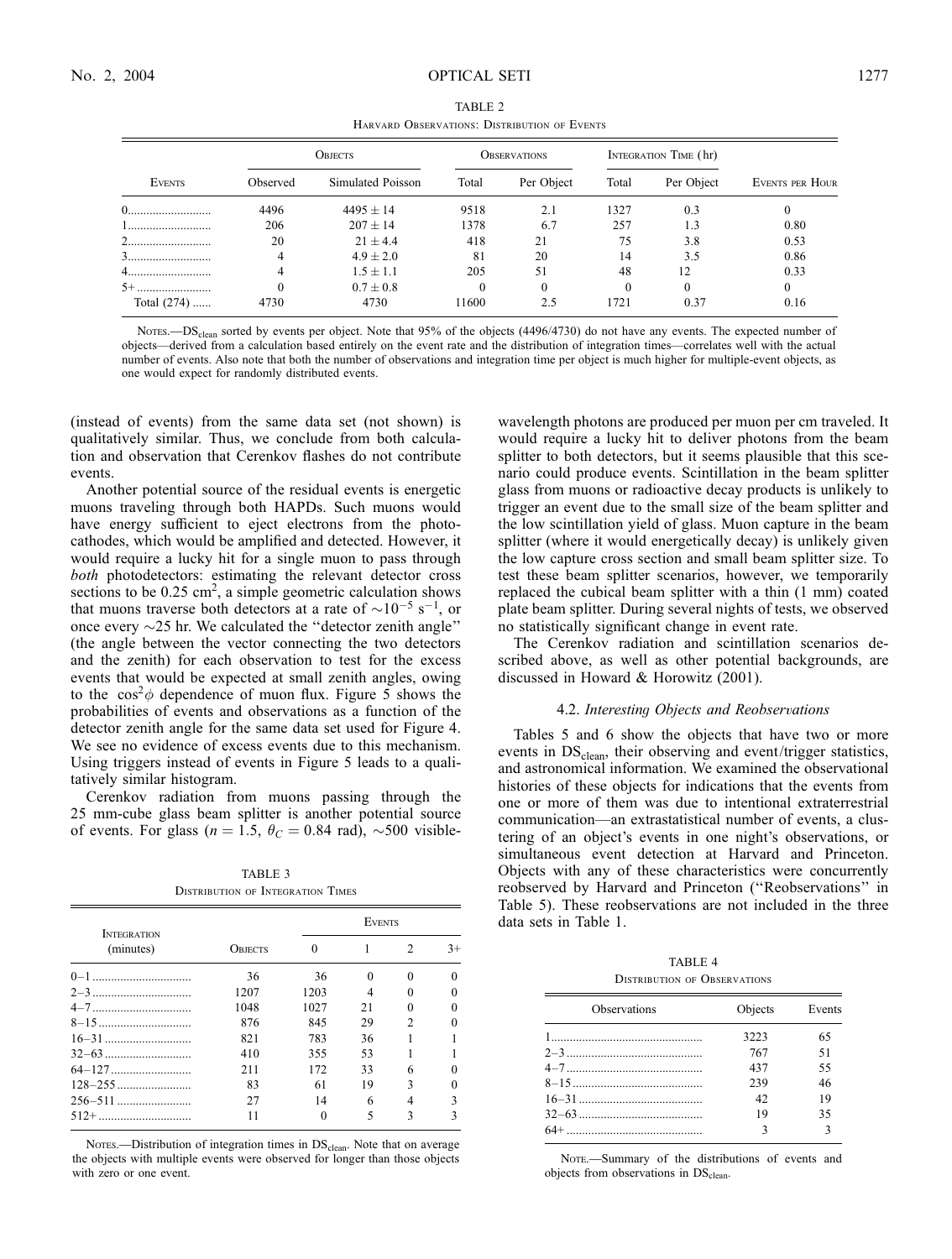TABLE 2

Harvard Observations: Distribution of Events

| Events | Objects | | Observations | | Integration Time (hr) | | Events per Hour |
|---|---|---|---|---|---|---|---|
| | Observed | Simulated Poisson | Total | Per Object | Total | Per Object | |
| 0 | 4496 | $4495 \pm 14$ | 9518 | 2.1 | 1327 | 0.3 | 0 |
| 1 | 206 | $207 \pm 14$ | 1378 | 6.7 | 257 | 1.3 | 0.80 |
| 2 | 20 | $21 \pm 4.4$ | 418 | 21 | 75 | 3.8 | 0.53 |
| 3 | 4 | $4.9 \pm 2.0$ | 81 | 20 | 14 | 3.5 | 0.86 |
| 4 | 4 | $1.5 \pm 1.1$ | 205 | 51 | 48 | 12 | 0.33 |
| 5+ | 0 | $0.7 \pm 0.8$ | 0 | 0 | 0 | 0 | 0 |
| Total (274) | 4730 | 4730 | 11600 | 2.5 | 1721 | 0.37 | 0.16 |

Notes.—$DS_{clean}$ sorted by events per object. Note that 95% of the objects (4496/4730) do not have any events. The expected number of objects—derived from a calculation based entirely on the event rate and the distribution of integration times—correlates well with the actual number of events. Also note that both the number of observations and integration time per object is much higher for multiple-event objects, as one would expect for randomly distributed events.

(instead of events) from the same data set (not shown) is qualitatively similar. Thus, we conclude from both calculation and observation that Cerenkov flashes do not contribute events.

Another potential source of the residual events is energetic muons traveling through both HAPDs. Such muons would have energy sufficient to eject electrons from the photocathodes, which would be amplified and detected. However, it would require a lucky hit for a single muon to pass through *both* photodetectors: estimating the relevant detector cross sections to be 0.25 cm$^2$, a simple geometric calculation shows that muons traverse both detectors at a rate of $\sim 10^{-5}$ s$^{-1}$, or once every $\sim$25 hr. We calculated the "detector zenith angle" (the angle between the vector connecting the two detectors and the zenith) for each observation to test for the excess events that would be expected at small zenith angles, owing to the $\cos^2\phi$ dependence of muon flux. Figure 5 shows the probabilities of events and observations as a function of the detector zenith angle for the same data set used for Figure 4. We see no evidence of excess events due to this mechanism. Using triggers instead of events in Figure 5 leads to a qualitatively similar histogram.

Cerenkov radiation from muons passing through the 25 mm-cube glass beam splitter is another potential source of events. For glass ($n = 1.5$, $\theta_C = 0.84$ rad), $\sim$500 visible-wavelength photons are produced per muon per cm traveled. It would require a lucky hit to deliver photons from the beam splitter to both detectors, but it seems plausible that this scenario could produce events. Scintillation in the beam splitter glass from muons or radioactive decay products is unlikely to trigger an event due to the small size of the beam splitter and the low scintillation yield of glass. Muon capture in the beam splitter (where it would energetically decay) is unlikely given the low capture cross section and small beam splitter size. To test these beam splitter scenarios, however, we temporarily replaced the cubical beam splitter with a thin (1 mm) coated plate beam splitter. During several nights of tests, we observed no statistically significant change in event rate.

The Cerenkov radiation and scintillation scenarios described above, as well as other potential backgrounds, are discussed in Howard & Horowitz (2001).

TABLE 3

Distribution of Integration Times

| Integration (minutes) | Objects | Events | | | |
|---|---|---|---|---|---|
| | | 0 | 1 | 2 | 3+ |
| 0–1 | 36 | 36 | 0 | 0 | 0 |
| 2–3 | 1207 | 1203 | 4 | 0 | 0 |
| 4–7 | 1048 | 1027 | 21 | 0 | 0 |
| 8–15 | 876 | 845 | 29 | 2 | 0 |
| 16–31 | 821 | 783 | 36 | 1 | 1 |
| 32–63 | 410 | 355 | 53 | 1 | 1 |
| 64–127 | 211 | 172 | 33 | 6 | 0 |
| 128–255 | 83 | 61 | 19 | 3 | 0 |
| 256–511 | 27 | 14 | 6 | 4 | 3 |
| 512+ | 11 | 0 | 5 | 3 | 3 |

Notes.—Distribution of integration times in $DS_{clean}$. Note that on average the objects with multiple events were observed for longer than those objects with zero or one event.

### 4.2. *Interesting Objects and Reobservations*

Tables 5 and 6 show the objects that have two or more events in $DS_{clean}$, their observing and event/trigger statistics, and astronomical information. We examined the observational histories of these objects for indications that the events from one or more of them was due to intentional extraterrestrial communication—an extrastatistical number of events, a clustering of an object's events in one night's observations, or simultaneous event detection at Harvard and Princeton. Objects with any of these characteristics were concurrently reobserved by Harvard and Princeton ("Reobservations" in Table 5). These reobservations are not included in the three data sets in Table 1.

TABLE 4

Distribution of Observations

| Observations | Objects | Events |
|---|---|---|
| 1 | 3223 | 65 |
| 2–3 | 767 | 51 |
| 4–7 | 437 | 55 |
| 8–15 | 239 | 46 |
| 16–31 | 42 | 19 |
| 32–63 | 19 | 35 |
| 64+ | 3 | 3 |

Note.—Summary of the distributions of events and objects from observations in $DS_{clean}$.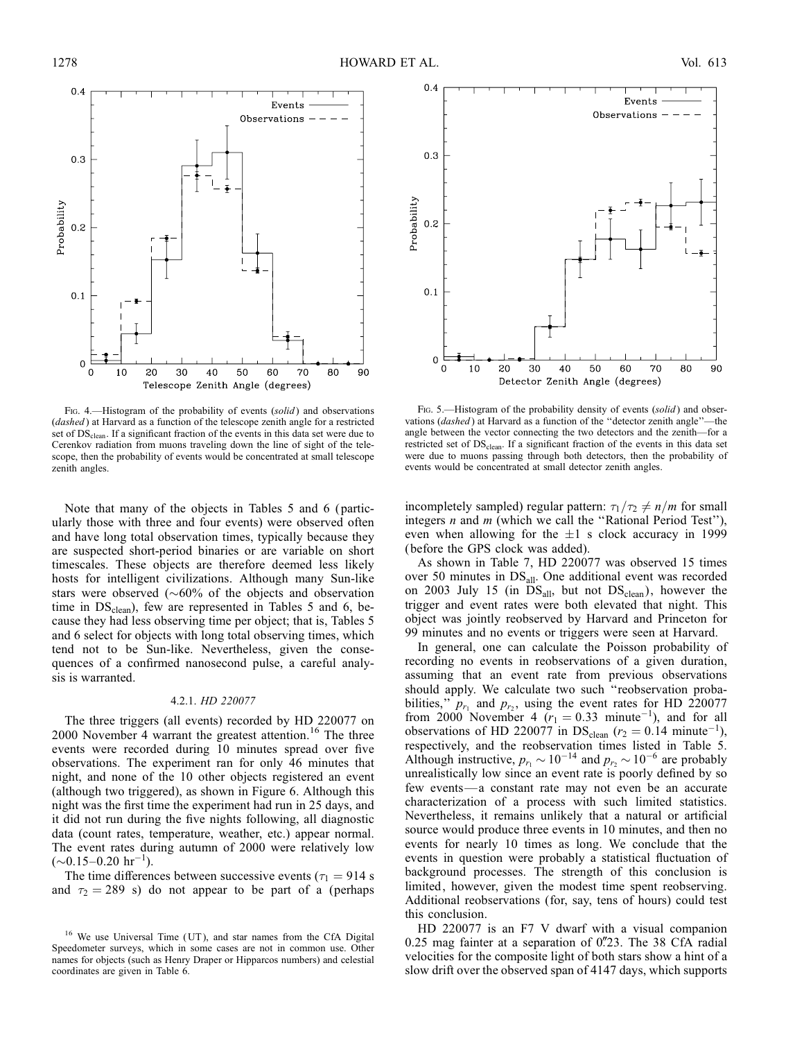FIG. 4.—Histogram of the probability of events (*solid*) and observations (*dashed*) at Harvard as a function of the telescope zenith angle for a restricted set of $DS_{clean}$. If a significant fraction of the events in this data set were due to Cerenkov radiation from muons traveling down the line of sight of the telescope, then the probability of events would be concentrated at small telescope zenith angles.

FIG. 5.—Histogram of the probability density of events (*solid*) and observations (*dashed*) at Harvard as a function of the "detector zenith angle"—the angle between the vector connecting the two detectors and the zenith—for a restricted set of $DS_{clean}$. If a significant fraction of the events in this data set were due to muons passing through both detectors, then the probability of events would be concentrated at small detector zenith angles.

Note that many of the objects in Tables 5 and 6 (particularly those with three and four events) were observed often and have long total observation times, typically because they are suspected short-period binaries or are variable on short timescales. These objects are therefore deemed less likely hosts for intelligent civilizations. Although many Sun-like stars were observed (~60% of the objects and observation time in $DS_{clean}$), few are represented in Tables 5 and 6, because they had less observing time per object; that is, Tables 5 and 6 select for objects with long total observing times, which tend not to be Sun-like. Nevertheless, given the consequences of a confirmed nanosecond pulse, a careful analysis is warranted.

#### 4.2.1. *HD 220077*

The three triggers (all events) recorded by HD 220077 on 2000 November 4 warrant the greatest attention.[16] The three events were recorded during 10 minutes spread over five observations. The experiment ran for only 46 minutes that night, and none of the 10 other objects registered an event (although two triggered), as shown in Figure 6. Although this night was the first time the experiment had run in 25 days, and it did not run during the five nights following, all diagnostic data (count rates, temperature, weather, etc.) appear normal. The event rates during autumn of 2000 were relatively low (~0.15–0.20 $hr^{-1}$).

The time differences between successive events ($\tau_1 = 914$ s and $\tau_2 = 289$ s) do not appear to be part of a (perhaps incompletely sampled) regular pattern: $\tau_1/\tau_2 \neq n/m$ for small integers $n$ and $m$ (which we call the "Rational Period Test"), even when allowing for the ±1 s clock accuracy in 1999 (before the GPS clock was added).

As shown in Table 7, HD 220077 was observed 15 times over 50 minutes in $DS_{all}$. One additional event was recorded on 2003 July 15 (in $DS_{all}$, but not $DS_{clean}$), however the trigger and event rates were both elevated that night. This object was jointly reobserved by Harvard and Princeton for 99 minutes and no events or triggers were seen at Harvard.

In general, one can calculate the Poisson probability of recording no events in reobservations of a given duration, assuming that an event rate from previous observations should apply. We calculate two such "reobservation probabilities," $p_{r_1}$ and $p_{r_2}$, using the event rates for HD 220077 from 2000 November 4 ($r_1 = 0.33$ $minute^{-1}$), and for all observations of HD 220077 in $DS_{clean}$ ($r_2 = 0.14$ $minute^{-1}$), respectively, and the reobservation times listed in Table 5. Although instructive, $p_{r_1} \sim 10^{-14}$ and $p_{r_2} \sim 10^{-6}$ are probably unrealistically low since an event rate is poorly defined by so few events—a constant rate may not even be an accurate characterization of a process with such limited statistics. Nevertheless, it remains unlikely that a natural or artificial source would produce three events in 10 minutes, and then no events for nearly 10 times as long. We conclude that the events in question were probably a statistical fluctuation of background processes. The strength of this conclusion is limited, however, given the modest time spent reobserving. Additional reobservations (for, say, tens of hours) could test this conclusion.

HD 220077 is an F7 V dwarf with a visual companion 0.25 mag fainter at a separation of 0."23. The 38 CfA radial velocities for the composite light of both stars show a hint of a slow drift over the observed span of 4147 days, which supports

[16] We use Universal Time (UT), and star names from the CfA Digital Speedometer surveys, which in some cases are not in common use. Other names for objects (such as Henry Draper or Hipparcos numbers) and celestial coordinates are given in Table 6.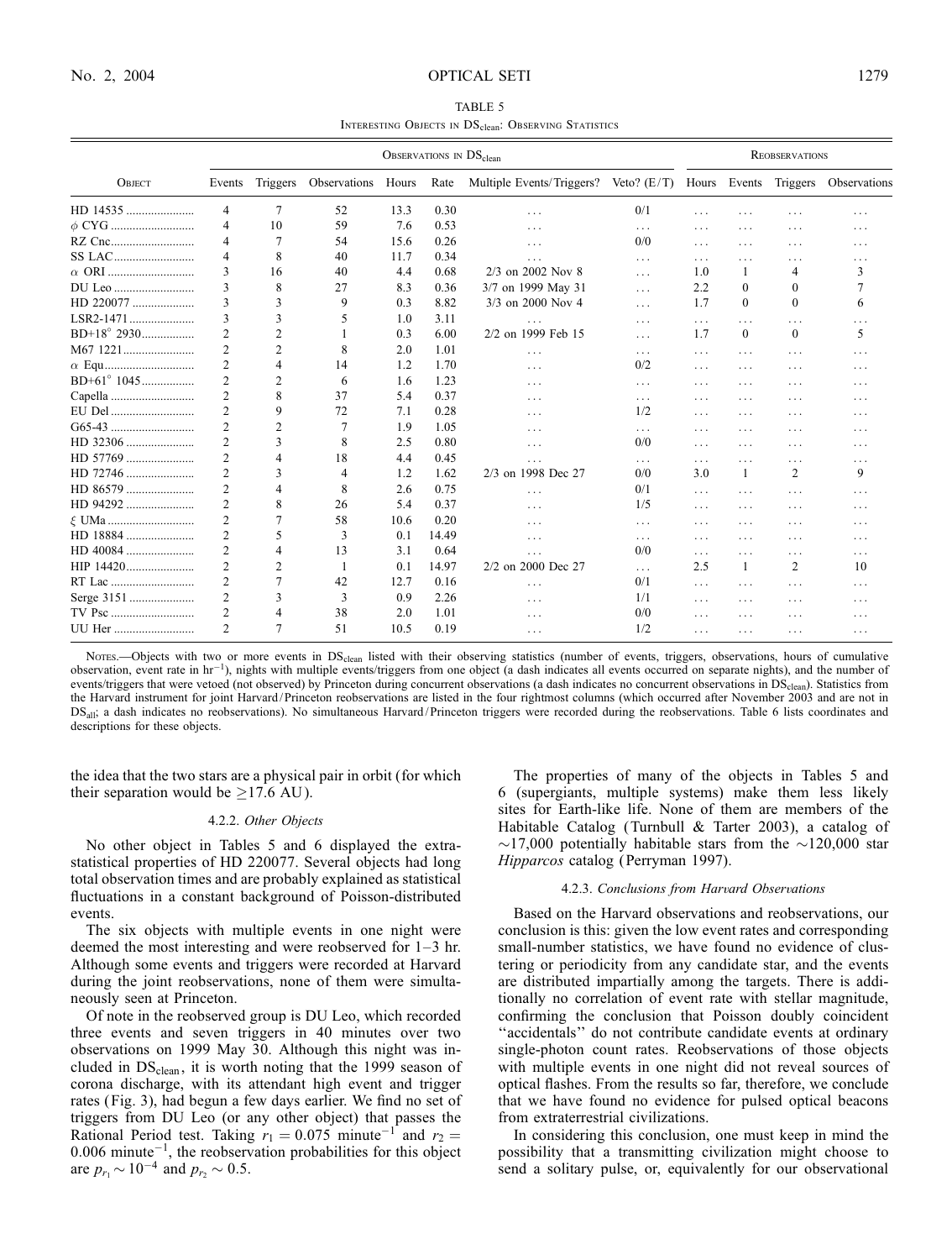TABLE 5

Interesting Objects in $DS_{clean}$: Observing Statistics

| Object | Observations in $DS_{clean}$ | | | | | | | Reobservations | | | |
|---|---|---|---|---|---|---|---|---|---|---|---|
| | Events | Triggers | Observations | Hours | Rate | Multiple Events/Triggers? | Veto? (E/T) | Hours | Events | Triggers | Observations |
| HD 14535 | 4 | 7 | 52 | 13.3 | 0.30 | ... | 0/1 | ... | ... | ... | ... |
| $\phi$ CYG | 4 | 10 | 59 | 7.6 | 0.53 | ... | ... | ... | ... | ... | ... |
| RZ Cnc | 4 | 7 | 54 | 15.6 | 0.26 | ... | 0/0 | ... | ... | ... | ... |
| SS LAC | 4 | 8 | 40 | 11.7 | 0.34 | ... | ... | ... | ... | ... | ... |
| $\alpha$ ORI | 3 | 16 | 40 | 4.4 | 0.68 | 2/3 on 2002 Nov 8 | ... | 1.0 | 1 | 4 | 3 |
| DU Leo | 3 | 8 | 27 | 8.3 | 0.36 | 3/7 on 1999 May 31 | ... | 2.2 | 0 | 0 | 7 |
| HD 220077 | 3 | 3 | 9 | 0.3 | 8.82 | 3/3 on 2000 Nov 4 | ... | 1.7 | 0 | 0 | 6 |
| LSR2-1471 | 3 | 3 | 5 | 1.0 | 3.11 | ... | ... | ... | ... | ... | ... |
| BD+18° 2930 | 2 | 2 | 1 | 0.3 | 6.00 | 2/2 on 1999 Feb 15 | ... | 1.7 | 0 | 0 | 5 |
| M67 1221 | 2 | 2 | 8 | 2.0 | 1.01 | ... | ... | ... | ... | ... | ... |
| $\alpha$ Equ | 2 | 4 | 14 | 1.2 | 1.70 | ... | 0/2 | ... | ... | ... | ... |
| BD+61° 1045 | 2 | 2 | 6 | 1.6 | 1.23 | ... | ... | ... | ... | ... | ... |
| Capella | 2 | 8 | 37 | 5.4 | 0.37 | ... | ... | ... | ... | ... | ... |
| EU Del | 2 | 9 | 72 | 7.1 | 0.28 | ... | 1/2 | ... | ... | ... | ... |
| G65-43 | 2 | 2 | 7 | 1.9 | 1.05 | ... | ... | ... | ... | ... | ... |
| HD 32306 | 2 | 3 | 8 | 2.5 | 0.80 | ... | 0/0 | ... | ... | ... | ... |
| HD 57769 | 2 | 4 | 18 | 4.4 | 0.45 | ... | ... | ... | ... | ... | ... |
| HD 72746 | 2 | 3 | 4 | 1.2 | 1.62 | 2/3 on 1998 Dec 27 | 0/0 | 3.0 | 1 | 2 | 9 |
| HD 86579 | 2 | 4 | 8 | 2.6 | 0.75 | ... | 0/1 | ... | ... | ... | ... |
| HD 94292 | 2 | 8 | 26 | 5.4 | 0.37 | ... | 1/5 | ... | ... | ... | ... |
| $\xi$ UMa | 2 | 7 | 58 | 10.6 | 0.20 | ... | ... | ... | ... | ... | ... |
| HD 18884 | 2 | 5 | 3 | 0.1 | 14.49 | ... | ... | ... | ... | ... | ... |
| HD 40084 | 2 | 4 | 13 | 3.1 | 0.64 | ... | 0/0 | ... | ... | ... | ... |
| HIP 14420 | 2 | 2 | 1 | 0.1 | 14.97 | 2/2 on 2000 Dec 27 | ... | 2.5 | 1 | 2 | 10 |
| RT Lac | 2 | 7 | 42 | 12.7 | 0.16 | ... | 0/1 | ... | ... | ... | ... |
| Serge 3151 | 2 | 3 | 3 | 0.9 | 2.26 | ... | 1/1 | ... | ... | ... | ... |
| TV Psc | 2 | 4 | 38 | 2.0 | 1.01 | ... | 0/0 | ... | ... | ... | ... |
| UU Her | 2 | 7 | 51 | 10.5 | 0.19 | ... | 1/2 | ... | ... | ... | ... |

Notes.—Objects with two or more events in $DS_{clean}$ listed with their observing statistics (number of events, triggers, observations, hours of cumulative observation, event rate in $hr^{-1}$), nights with multiple events/triggers from one object (a dash indicates all events occurred on separate nights), and the number of events/triggers that were vetoed (not observed) by Princeton during concurrent observations (a dash indicates no concurrent observations in $DS_{clean}$). Statistics from the Harvard instrument for joint Harvard/Princeton reobservations are listed in the four rightmost columns (which occurred after November 2003 and are not in $DS_{all}$; a dash indicates no reobservations). No simultaneous Harvard/Princeton triggers were recorded during the reobservations. Table 6 lists coordinates and descriptions for these objects.

the idea that the two stars are a physical pair in orbit (for which their separation would be $\geq 17.6$ AU).

#### 4.2.2. *Other Objects*

No other object in Tables 5 and 6 displayed the extrastatistical properties of HD 220077. Several objects had long total observation times and are probably explained as statistical fluctuations in a constant background of Poisson-distributed events.

The six objects with multiple events in one night were deemed the most interesting and were reobserved for 1–3 hr. Although some events and triggers were recorded at Harvard during the joint reobservations, none of them were simultaneously seen at Princeton.

Of note in the reobserved group is DU Leo, which recorded three events and seven triggers in 40 minutes over two observations on 1999 May 30. Although this night was included in $DS_{clean}$, it is worth noting that the 1999 season of corona discharge, with its attendant high event and trigger rates (Fig. 3), had begun a few days earlier. We find no set of triggers from DU Leo (or any other object) that passes the Rational Period test. Taking $r_1 = 0.075$ minute$^{-1}$ and $r_2 = 0.006$ minute$^{-1}$, the reobservation probabilities for this object are $p_{r_1} \sim 10^{-4}$ and $p_{r_2} \sim 0.5$.

The properties of many of the objects in Tables 5 and 6 (supergiants, multiple systems) make them less likely sites for Earth-like life. None of them are members of the Habitable Catalog (Turnbull & Tarter 2003), a catalog of $\sim$17,000 potentially habitable stars from the $\sim$120,000 star *Hipparcos* catalog (Perryman 1997).

#### 4.2.3. *Conclusions from Harvard Observations*

Based on the Harvard observations and reobservations, our conclusion is this: given the low event rates and corresponding small-number statistics, we have found no evidence of clustering or periodicity from any candidate star, and the events are distributed impartially among the targets. There is additionally no correlation of event rate with stellar magnitude, confirming the conclusion that Poisson doubly coincident "accidentals" do not contribute candidate events at ordinary single-photon count rates. Reobservations of those objects with multiple events in one night did not reveal sources of optical flashes. From the results so far, therefore, we conclude that we have found no evidence for pulsed optical beacons from extraterrestrial civilizations.

In considering this conclusion, one must keep in mind the possibility that a transmitting civilization might choose to send a solitary pulse, or, equivalently for our observational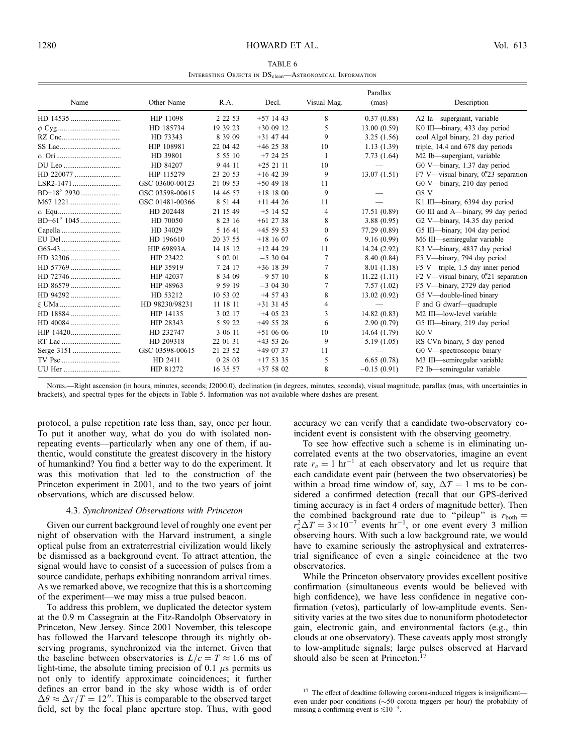TABLE 6

Interesting Objects in $DS_{clean}$—Astronomical Information

| Name | Other Name | R.A. | Decl. | Visual Mag. | Parallax (mas) | Description |
|---|---|---|---|---|---|---|
| HD 14535 | HIP 11098 | 2 22 53 | +57 14 43 | 8 | 0.37 (0.88) | A2 Ia—supergiant, variable |
| $\phi$ Cyg | HD 185734 | 19 39 23 | +30 09 12 | 5 | 13.00 (0.59) | K0 III—binary, 433 day period |
| RZ Cnc | HD 73343 | 8 39 09 | +31 47 44 | 9 | 3.25 (1.56) | cool Algol binary, 21 day period |
| SS Lac | HIP 108981 | 22 04 42 | +46 25 38 | 10 | 1.13 (1.39) | triple, 14.4 and 678 day periods |
| $\alpha$ Ori | HD 39801 | 5 55 10 | +7 24 25 | 1 | 7.73 (1.64) | M2 Ib—supergiant, variable |
| DU Leo | HD 84207 | 9 44 11 | +25 21 11 | 10 | — | G0 V—binary, 1.37 day period |
| HD 220077 | HIP 115279 | 23 20 53 | +16 42 39 | 9 | 13.07 (1.51) | F7 V—visual binary, 0."23 separation |
| LSR2-1471 | GSC 03600-00123 | 21 09 53 | +50 49 18 | 11 | — | G0 V—binary, 210 day period |
| BD+18° 2930 | GSC 03598-00615 | 14 46 57 | +18 18 00 | 9 | — | G8 V |
| M67 1221 | GSC 01481-00366 | 8 51 44 | +11 44 26 | 11 | — | K1 III—binary, 6394 day period |
| $\alpha$ Equ | HD 202448 | 21 15 49 | +5 14 52 | 4 | 17.51 (0.89) | G0 III and A—binary, 99 day period |
| BD+61° 1045 | HD 70050 | 8 23 16 | +61 27 38 | 8 | 3.88 (0.95) | G2 V—binary, 14.35 day period |
| Capella | HD 34029 | 5 16 41 | +45 59 53 | 0 | 77.29 (0.89) | G5 III—binary, 104 day period |
| EU Del | HD 196610 | 20 37 55 | +18 16 07 | 6 | 9.16 (0.99) | M6 III—semiregular variable |
| G65-43 | HIP 69893A | 14 18 12 | +12 44 29 | 11 | 14.24 (2.92) | K3 V—binary, 4837 day period |
| HD 32306 | HIP 23422 | 5 02 01 | −5 30 04 | 7 | 8.40 (0.84) | F5 V—binary, 794 day period |
| HD 57769 | HIP 35919 | 7 24 17 | +36 18 39 | 7 | 8.01 (1.18) | F5 V—triple, 1.5 day inner period |
| HD 72746 | HIP 42037 | 8 34 09 | −9 57 10 | 8 | 11.22 (1.11) | F2 V—visual binary, 0."21 separation |
| HD 86579 | HIP 48963 | 9 59 19 | −3 04 30 | 7 | 7.57 (1.02) | F5 V—binary, 2729 day period |
| HD 94292 | HD 53212 | 10 53 02 | +4 57 43 | 8 | 13.02 (0.92) | G5 V—double-lined binary |
| $\xi$ UMa | HD 98230/98231 | 11 18 11 | +31 31 45 | 4 | — | F and G dwarf—quadruple |
| HD 18884 | HIP 14135 | 3 02 17 | +4 05 23 | 3 | 14.82 (0.83) | M2 III—low-level variable |
| HD 40084 | HIP 28343 | 5 59 22 | +49 55 28 | 6 | 2.90 (0.79) | G5 III—binary, 219 day period |
| HIP 14420 | HD 232747 | 3 06 11 | +51 06 06 | 10 | 14.64 (1.79) | K0 V |
| RT Lac | HD 209318 | 22 01 31 | +43 53 26 | 9 | 5.19 (1.05) | RS CVn binary, 5 day period |
| Serge 3151 | GSC 03598-00615 | 21 23 52 | +49 07 37 | 11 | — | G0 V—spectroscopic binary |
| TV Psc | HD 2411 | 0 28 03 | +17 53 35 | 5 | 6.65 (0.78) | M3 III—semiregular variable |
| UU Her | HIP 81272 | 16 35 57 | +37 58 02 | 8 | −0.15 (0.91) | F2 Ib—semiregular variable |

Notes.—Right ascension (in hours, minutes, seconds; J2000.0), declination (in degrees, minutes, seconds), visual magnitude, parallax (mas, with uncertainties in brackets), and spectral types for the objects in Table 5. Information was not available where dashes are present.

protocol, a pulse repetition rate less than, say, once per hour. To put it another way, what do you do with isolated nonrepeating events—particularly when any one of them, if authentic, would constitute the greatest discovery in the history of humankind? You find a better way to do the experiment. It was this motivation that led to the construction of the Princeton experiment in 2001, and to the two years of joint observations, which are discussed below.

### 4.3. *Synchronized Observations with Princeton*

Given our current background level of roughly one event per night of observation with the Harvard instrument, a single optical pulse from an extraterrestrial civilization would likely be dismissed as a background event. To attract attention, the signal would have to consist of a succession of pulses from a source candidate, perhaps exhibiting nonrandom arrival times. As we remarked above, we recognize that this is a shortcoming of the experiment—we may miss a true pulsed beacon.

To address this problem, we duplicated the detector system at the 0.9 m Cassegrain at the Fitz-Randolph Observatory in Princeton, New Jersey. Since 2001 November, this telescope has followed the Harvard telescope through its nightly observing programs, synchronized via the internet. Given that the baseline between observatories is $L/c = T \approx 1.6$ ms of light-time, the absolute timing precision of 0.1 $\mu$s permits us not only to identify approximate coincidences; it further defines an error band in the sky whose width is of order $\Delta\theta \approx \Delta\tau/T = 12''$. This is comparable to the observed target field, set by the focal plane aperture stop. Thus, with good accuracy we can verify that a candidate two-observatory coincident event is consistent with the observing geometry.

To see how effective such a scheme is in eliminating uncorrelated events at the two observatories, imagine an event rate $r_e = 1\ \mathrm{hr}^{-1}$ at each observatory and let us require that each candidate event pair (between the two observatories) be within a broad time window of, say, $\Delta T = 1$ ms to be considered a confirmed detection (recall that our GPS-derived timing accuracy is in fact 4 orders of magnitude better). Then the combined background rate due to "pileup" is $r_{\mathrm{both}} = r_e^2 \Delta T = 3 \times 10^{-7}$ events $\mathrm{hr}^{-1}$, or one event every 3 million observing hours. With such a low background rate, we would have to examine seriously the astrophysical and extraterrestrial significance of even a single coincidence at the two observatories.

While the Princeton observatory provides excellent positive confirmation (simultaneous events would be believed with high confidence), we have less confidence in negative confirmation (vetos), particularly of low-amplitude events. Sensitivity varies at the two sites due to nonuniform photodetector gain, electronic gain, and environmental factors (e.g., thin clouds at one observatory). These caveats apply most strongly to low-amplitude signals; large pulses observed at Harvard should also be seen at Princeton.[17]

[17] The effect of deadtime following corona-induced triggers is insignificant—even under poor conditions (∼50 corona triggers per hour) the probability of missing a confirming event is $\lesssim 10^{-3}$.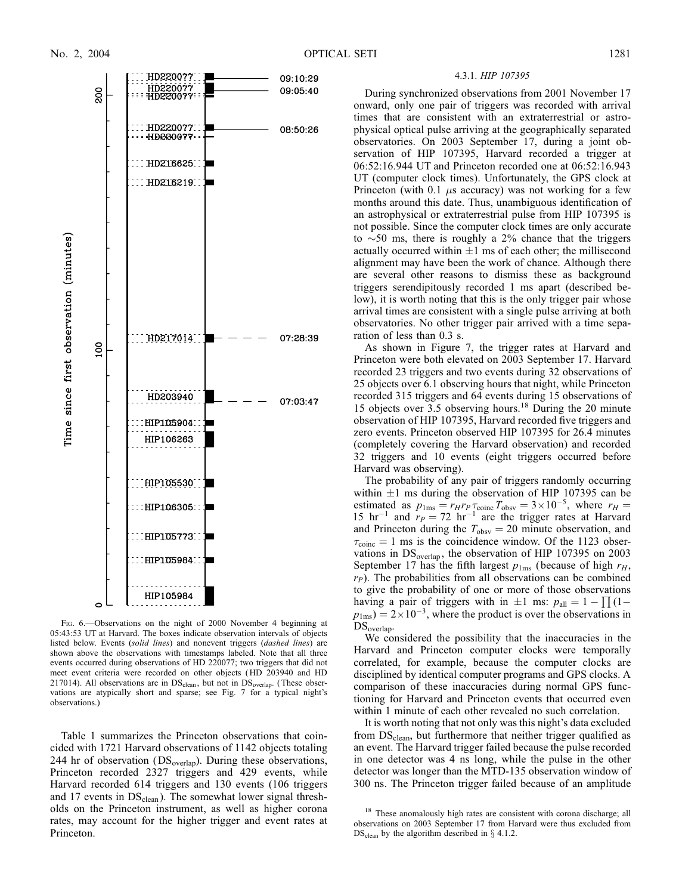FIG. 6.—Observations on the night of 2000 November 4 beginning at 05:43:53 UT at Harvard. The boxes indicate observation intervals of objects listed below. Events (*solid lines*) and nonevent triggers (*dashed lines*) are shown above the observations with timestamps labeled. Note that all three events occurred during observations of HD 220077; two triggers that did not meet event criteria were recorded on other objects (HD 203940 and HD 217014). All observations are in $DS_{clean}$, but not in $DS_{overlap}$. (These observations are atypically short and sparse; see Fig. 7 for a typical night's observations.)

Table 1 summarizes the Princeton observations that coincided with 1721 Harvard observations of 1142 objects totaling 244 hr of observation ($DS_{overlap}$). During these observations, Princeton recorded 2327 triggers and 429 events, while Harvard recorded 614 triggers and 130 events (106 triggers and 17 events in $DS_{clean}$). The somewhat lower signal thresholds on the Princeton instrument, as well as higher corona rates, may account for the higher trigger and event rates at Princeton.

#### 4.3.1. *HIP 107395*

During synchronized observations from 2001 November 17 onward, only one pair of triggers was recorded with arrival times that are consistent with an extraterrestrial or astrophysical optical pulse arriving at the geographically separated observatories. On 2003 September 17, during a joint observation of HIP 107395, Harvard recorded a trigger at 06:52:16.944 UT and Princeton recorded one at 06:52:16.943 UT (computer clock times). Unfortunately, the GPS clock at Princeton (with 0.1 $\mu$s accuracy) was not working for a few months around this date. Thus, unambiguous identification of an astrophysical or extraterrestrial pulse from HIP 107395 is not possible. Since the computer clock times are only accurate to $\sim$50 ms, there is roughly a 2% chance that the triggers actually occurred within $\pm$1 ms of each other; the millisecond alignment may have been the work of chance. Although there are several other reasons to dismiss these as background triggers serendipitously recorded 1 ms apart (described below), it is worth noting that this is the only trigger pair whose arrival times are consistent with a single pulse arriving at both observatories. No other trigger pair arrived with a time separation of less than 0.3 s.

As shown in Figure 7, the trigger rates at Harvard and Princeton were both elevated on 2003 September 17. Harvard recorded 23 triggers and two events during 32 observations of 25 objects over 6.1 observing hours that night, while Princeton recorded 315 triggers and 64 events during 15 observations of 15 objects over 3.5 observing hours.[18] During the 20 minute observation of HIP 107395, Harvard recorded five triggers and zero events. Princeton observed HIP 107395 for 26.4 minutes (completely covering the Harvard observation) and recorded 32 triggers and 10 events (eight triggers occurred before Harvard was observing).

The probability of any pair of triggers randomly occurring within $\pm$1 ms during the observation of HIP 107395 can be estimated as $p_{1\,\mathrm{ms}} = r_H r_P \tau_{\mathrm{coinc}} T_{\mathrm{obsv}} = 3\times10^{-5}$, where $r_H = 15\ \mathrm{hr}^{-1}$ and $r_P = 72\ \mathrm{hr}^{-1}$ are the trigger rates at Harvard and Princeton during the $T_{\mathrm{obsv}} = 20$ minute observation, and $\tau_{\mathrm{coinc}} = 1$ ms is the coincidence window. Of the 1123 observations in $DS_{overlap}$, the observation of HIP 107395 on 2003 September 17 has the fifth largest $p_{1\,\mathrm{ms}}$ (because of high $r_H$, $r_P$). The probabilities from all observations can be combined to give the probability of one or more of those observations having a pair of triggers with in $\pm$1 ms: $p_{\mathrm{all}} = 1 - \prod(1 - p_{1\,\mathrm{ms}}) = 2\times10^{-3}$, where the product is over the observations in $DS_{overlap}$.

We considered the possibility that the inaccuracies in the Harvard and Princeton computer clocks were temporally correlated, for example, because the computer clocks are disciplined by identical computer programs and GPS clocks. A comparison of these inaccuracies during normal GPS functioning for Harvard and Princeton events that occurred even within 1 minute of each other revealed no such correlation.

It is worth noting that not only was this night's data excluded from $DS_{clean}$, but furthermore that neither trigger qualified as an event. The Harvard trigger failed because the pulse recorded in one detector was 4 ns long, while the pulse in the other detector was longer than the MTD-135 observation window of 300 ns. The Princeton trigger failed because of an amplitude

[18] These anomalously high rates are consistent with corona discharge; all observations on 2003 September 17 from Harvard were thus excluded from $DS_{clean}$ by the algorithm described in § 4.1.2.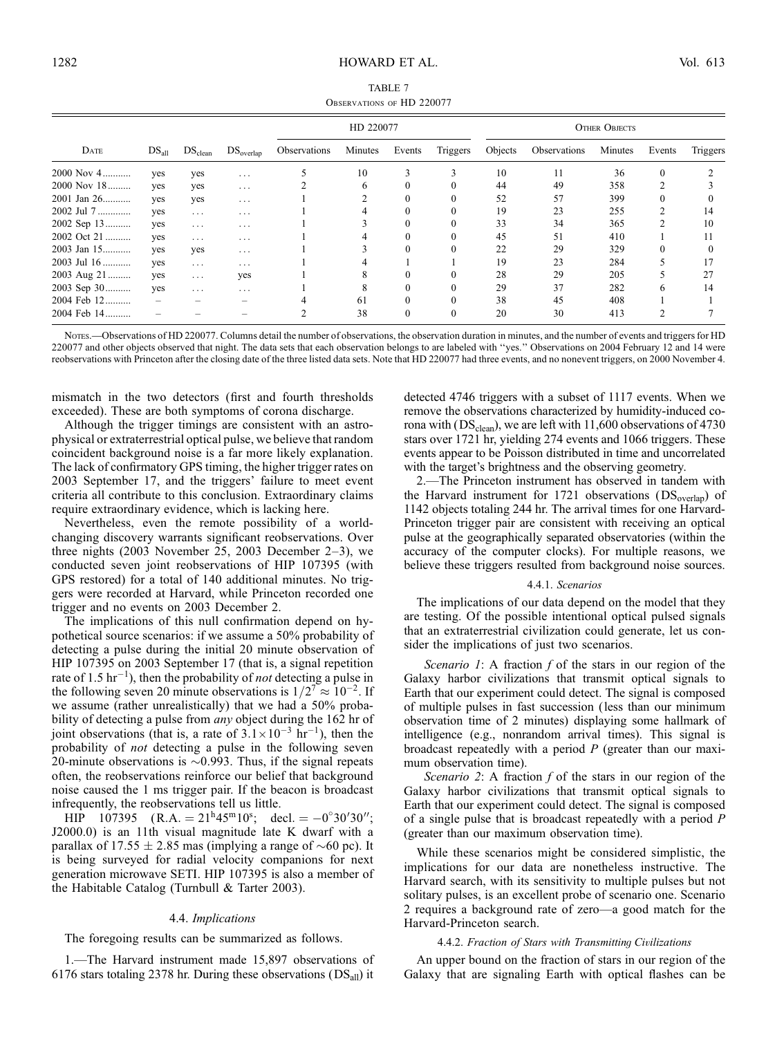TABLE 7

Observations of HD 220077

| Date | $DS_{all}$ | $DS_{clean}$ | $DS_{overlap}$ | HD 220077 Observations | HD 220077 Minutes | HD 220077 Events | HD 220077 Triggers | Other Objects Objects | Other Objects Observations | Other Objects Minutes | Other Objects Events | Other Objects Triggers |
|---|---|---|---|---|---|---|---|---|---|---|---|---|
| 2000 Nov 4 | yes | yes | . . . | 5 | 10 | 3 | 3 | 10 | 11 | 36 | 0 | 2 |
| 2000 Nov 18 | yes | yes | . . . | 2 | 6 | 0 | 0 | 44 | 49 | 358 | 2 | 3 |
| 2001 Jan 26 | yes | yes | . . . | 1 | 2 | 0 | 0 | 52 | 57 | 399 | 0 | 0 |
| 2002 Jul 7 | yes | . . . | . . . | 1 | 4 | 0 | 0 | 19 | 23 | 255 | 2 | 14 |
| 2002 Sep 13 | yes | . . . | . . . | 1 | 3 | 0 | 0 | 33 | 34 | 365 | 2 | 10 |
| 2002 Oct 21 | yes | . . . | . . . | 1 | 4 | 0 | 0 | 45 | 51 | 410 | 1 | 11 |
| 2003 Jan 15 | yes | yes | . . . | 1 | 3 | 0 | 0 | 22 | 29 | 329 | 0 | 0 |
| 2003 Jul 16 | yes | . . . | . . . | 1 | 4 | 1 | 1 | 19 | 23 | 284 | 5 | 17 |
| 2003 Aug 21 | yes | . . . | yes | 1 | 8 | 0 | 0 | 28 | 29 | 205 | 5 | 27 |
| 2003 Sep 30 | yes | . . . | . . . | 1 | 8 | 0 | 0 | 29 | 37 | 282 | 6 | 14 |
| 2004 Feb 12 | – | – | – | 4 | 61 | 0 | 0 | 38 | 45 | 408 | 1 | 1 |
| 2004 Feb 14 | – | – | – | 2 | 38 | 0 | 0 | 20 | 30 | 413 | 2 | 7 |

Notes.—Observations of HD 220077. Columns detail the number of observations, the observation duration in minutes, and the number of events and triggers for HD 220077 and other objects observed that night. The data sets that each observation belongs to are labeled with "yes." Observations on 2004 February 12 and 14 were reobservations with Princeton after the closing date of the three listed data sets. Note that HD 220077 had three events, and no nonevent triggers, on 2000 November 4.

mismatch in the two detectors (first and fourth thresholds exceeded). These are both symptoms of corona discharge.

Although the trigger timings are consistent with an astrophysical or extraterrestrial optical pulse, we believe that random coincident background noise is a far more likely explanation. The lack of confirmatory GPS timing, the higher trigger rates on 2003 September 17, and the triggers' failure to meet event criteria all contribute to this conclusion. Extraordinary claims require extraordinary evidence, which is lacking here.

Nevertheless, even the remote possibility of a world-changing discovery warrants significant reobservations. Over three nights (2003 November 25, 2003 December 2–3), we conducted seven joint reobservations of HIP 107395 (with GPS restored) for a total of 140 additional minutes. No triggers were recorded at Harvard, while Princeton recorded one trigger and no events on 2003 December 2.

The implications of this null confirmation depend on hypothetical source scenarios: if we assume a 50% probability of detecting a pulse during the initial 20 minute observation of HIP 107395 on 2003 September 17 (that is, a signal repetition rate of 1.5 $\text{hr}^{-1}$), then the probability of *not* detecting a pulse in the following seven 20 minute observations is $1/2^7 \approx 10^{-2}$. If we assume (rather unrealistically) that we had a 50% probability of detecting a pulse from *any* object during the 162 hr of joint observations (that is, a rate of $3.1 \times 10^{-3}\ \text{hr}^{-1}$), then the probability of *not* detecting a pulse in the following seven 20-minute observations is $\sim$0.993. Thus, if the signal repeats often, the reobservations reinforce our belief that background noise caused the 1 ms trigger pair. If the beacon is broadcast infrequently, the reobservations tell us little.

HIP 107395 (R.A. = $21^{\text{h}}45^{\text{m}}10^{\text{s}}$; decl. = $-0°30'30''$; J2000.0) is an 11th visual magnitude late K dwarf with a parallax of $17.55 \pm 2.85$ mas (implying a range of $\sim$60 pc). It is being surveyed for radial velocity companions for next generation microwave SETI. HIP 107395 is also a member of the Habitable Catalog (Turnbull & Tarter 2003).

### 4.4. *Implications*

The foregoing results can be summarized as follows.

1.—The Harvard instrument made 15,897 observations of 6176 stars totaling 2378 hr. During these observations ($DS_{all}$) it detected 4746 triggers with a subset of 1117 events. When we remove the observations characterized by humidity-induced corona with ($DS_{clean}$), we are left with 11,600 observations of 4730 stars over 1721 hr, yielding 274 events and 1066 triggers. These events appear to be Poisson distributed in time and uncorrelated with the target's brightness and the observing geometry.

2.—The Princeton instrument has observed in tandem with the Harvard instrument for 1721 observations ($DS_{overlap}$) of 1142 objects totaling 244 hr. The arrival times for one Harvard-Princeton trigger pair are consistent with receiving an optical pulse at the geographically separated observatories (within the accuracy of the computer clocks). For multiple reasons, we believe these triggers resulted from background noise sources.

#### 4.4.1. *Scenarios*

The implications of our data depend on the model that they are testing. Of the possible intentional optical pulsed signals that an extraterrestrial civilization could generate, let us consider the implications of just two scenarios.

*Scenario 1*: A fraction $f$ of the stars in our region of the Galaxy harbor civilizations that transmit optical signals to Earth that our experiment could detect. The signal is composed of multiple pulses in fast succession (less than our minimum observation time of 2 minutes) displaying some hallmark of intelligence (e.g., nonrandom arrival times). This signal is broadcast repeatedly with a period $P$ (greater than our maximum observation time).

*Scenario 2*: A fraction $f$ of the stars in our region of the Galaxy harbor civilizations that transmit optical signals to Earth that our experiment could detect. The signal is composed of a single pulse that is broadcast repeatedly with a period $P$ (greater than our maximum observation time).

While these scenarios might be considered simplistic, the implications for our data are nonetheless instructive. The Harvard search, with its sensitivity to multiple pulses but not solitary pulses, is an excellent probe of scenario one. Scenario 2 requires a background rate of zero—a good match for the Harvard-Princeton search.

#### 4.4.2. *Fraction of Stars with Transmitting Civilizations*

An upper bound on the fraction of stars in our region of the Galaxy that are signaling Earth with optical flashes can be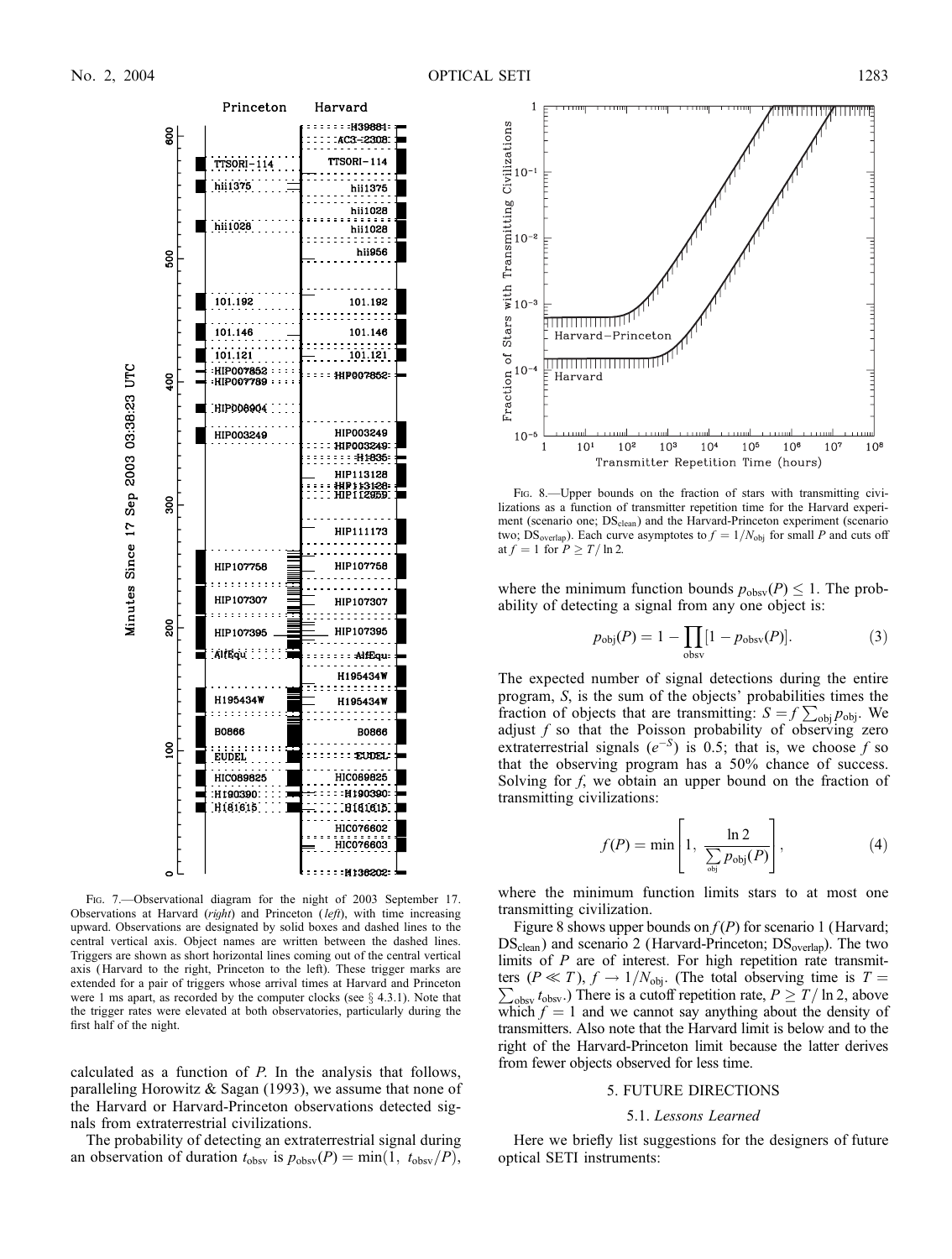FIG. 7.—Observational diagram for the night of 2003 September 17. Observations at Harvard (*right*) and Princeton (*left*), with time increasing upward. Observations are designated by solid boxes and dashed lines to the central vertical axis. Object names are written between the dashed lines. Triggers are shown as short horizontal lines coming out of the central vertical axis (Harvard to the right, Princeton to the left). These trigger marks are extended for a pair of triggers whose arrival times at Harvard and Princeton were 1 ms apart, as recorded by the computer clocks (see § 4.3.1). Note that the trigger rates were elevated at both observatories, particularly during the first half of the night.

calculated as a function of $P$. In the analysis that follows, paralleling Horowitz & Sagan (1993), we assume that none of the Harvard or Harvard-Princeton observations detected signals from extraterrestrial civilizations.

The probability of detecting an extraterrestrial signal during an observation of duration $t_{\rm obsv}$ is $p_{\rm obsv}(P) = \min(1,\ t_{\rm obsv}/P)$, where the minimum function bounds $p_{\rm obsv}(P) \leq 1$. The probability of detecting a signal from any one object is:

$$p_{\rm obj}(P) = 1 - \prod_{\rm obsv}[1 - p_{\rm obsv}(P)]. \tag{3}$$

The expected number of signal detections during the entire program, $S$, is the sum of the objects' probabilities times the fraction of objects that are transmitting: $S = f\sum_{\rm obj} p_{\rm obj}$. We adjust $f$ so that the Poisson probability of observing zero extraterrestrial signals ($e^{-S}$) is 0.5; that is, we choose $f$ so that the observing program has a 50% chance of success. Solving for $f$, we obtain an upper bound on the fraction of transmitting civilizations:

$$f(P) = \min\left[1,\ \frac{\ln 2}{\sum_{\rm obj} p_{\rm obj}(P)}\right], \tag{4}$$

where the minimum function limits stars to at most one transmitting civilization.

FIG. 8.—Upper bounds on the fraction of stars with transmitting civilizations as a function of transmitter repetition time for the Harvard experiment (scenario one; $\rm DS_{clean}$) and the Harvard-Princeton experiment (scenario two; $\rm DS_{overlap}$). Each curve asymptotes to $f = 1/N_{\rm obj}$ for small $P$ and cuts off at $f = 1$ for $P \geq T/\ln 2$.

Figure 8 shows upper bounds on $f(P)$ for scenario 1 (Harvard; $\rm DS_{clean}$) and scenario 2 (Harvard-Princeton; $\rm DS_{overlap}$). The two limits of $P$ are of interest. For high repetition rate transmitters ($P \ll T$), $f \rightarrow 1/N_{\rm obj}$. (The total observing time is $T = \sum_{\rm obsv} t_{\rm obsv}$.) There is a cutoff repetition rate, $P \geq T/\ln 2$, above which $f = 1$ and we cannot say anything about the density of transmitters. Also note that the Harvard limit is below and to the right of the Harvard-Princeton limit because the latter derives from fewer objects observed for less time.

## 5. FUTURE DIRECTIONS

### 5.1. *Lessons Learned*

Here we briefly list suggestions for the designers of future optical SETI instruments: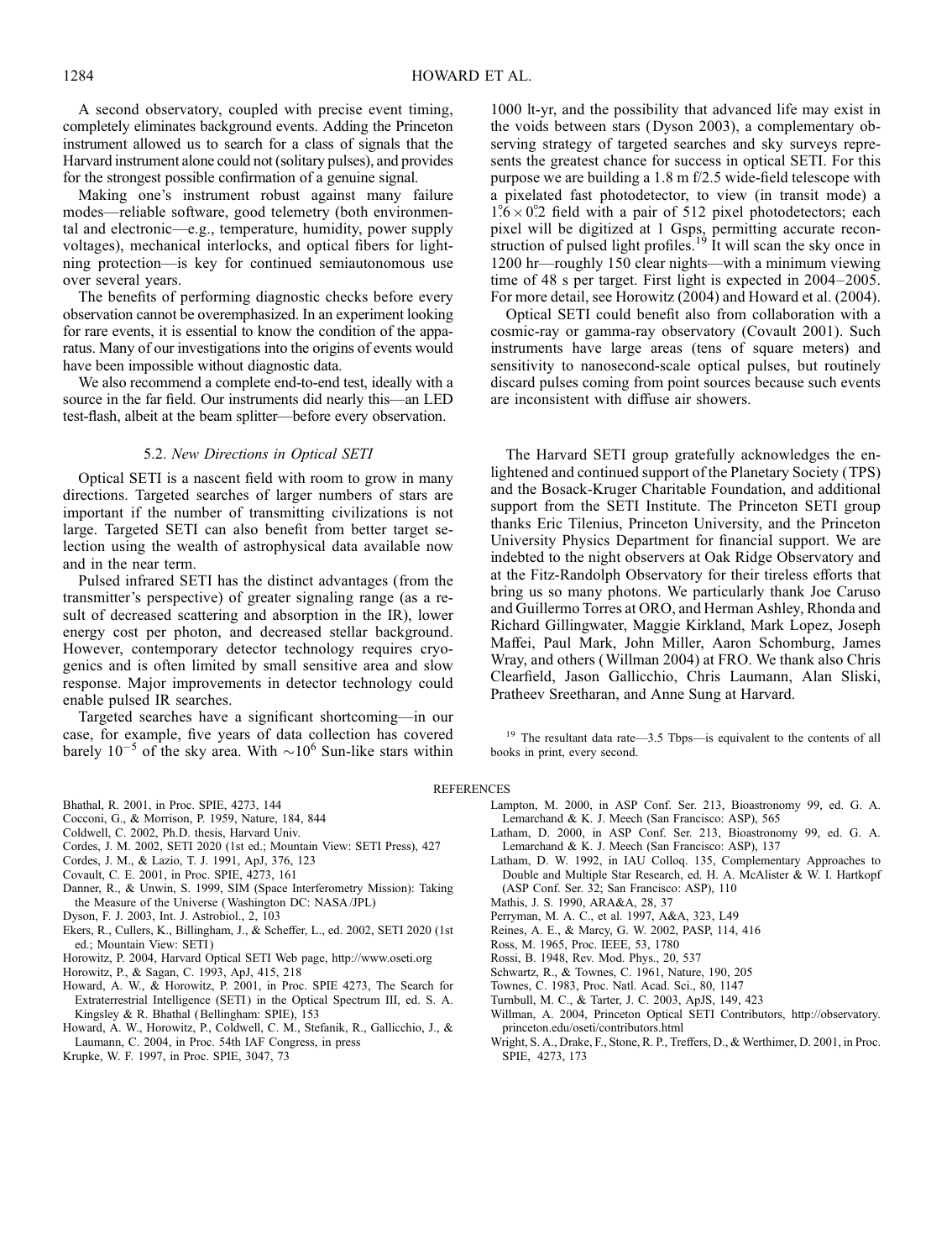A second observatory, coupled with precise event timing, completely eliminates background events. Adding the Princeton instrument allowed us to search for a class of signals that the Harvard instrument alone could not (solitary pulses), and provides for the strongest possible confirmation of a genuine signal.

Making one's instrument robust against many failure modes—reliable software, good telemetry (both environmental and electronic—e.g., temperature, humidity, power supply voltages), mechanical interlocks, and optical fibers for lightning protection—is key for continued semiautonomous use over several years.

The benefits of performing diagnostic checks before every observation cannot be overemphasized. In an experiment looking for rare events, it is essential to know the condition of the apparatus. Many of our investigations into the origins of events would have been impossible without diagnostic data.

We also recommend a complete end-to-end test, ideally with a source in the far field. Our instruments did nearly this—an LED test-flash, albeit at the beam splitter—before every observation.

### 5.2. *New Directions in Optical SETI*

Optical SETI is a nascent field with room to grow in many directions. Targeted searches of larger numbers of stars are important if the number of transmitting civilizations is not large. Targeted SETI can also benefit from better target selection using the wealth of astrophysical data available now and in the near term.

Pulsed infrared SETI has the distinct advantages (from the transmitter's perspective) of greater signaling range (as a result of decreased scattering and absorption in the IR), lower energy cost per photon, and decreased stellar background. However, contemporary detector technology requires cryogenics and is often limited by small sensitive area and slow response. Major improvements in detector technology could enable pulsed IR searches.

Targeted searches have a significant shortcoming—in our case, for example, five years of data collection has covered barely $10^{-5}$ of the sky area. With $\sim10^6$ Sun-like stars within 1000 lt-yr, and the possibility that advanced life may exist in the voids between stars (Dyson 2003), a complementary observing strategy of targeted searches and sky surveys represents the greatest chance for success in optical SETI. For this purpose we are building a 1.8 m f/2.5 wide-field telescope with a pixelated fast photodetector, to view (in transit mode) a $1.^\circ6 \times 0.^\circ2$ field with a pair of 512 pixel photodetectors; each pixel will be digitized at 1 Gsps, permitting accurate reconstruction of pulsed light profiles.[19] It will scan the sky once in 1200 hr—roughly 150 clear nights—with a minimum viewing time of 48 s per target. First light is expected in 2004–2005. For more detail, see Horowitz (2004) and Howard et al. (2004).

Optical SETI could benefit also from collaboration with a cosmic-ray or gamma-ray observatory (Covault 2001). Such instruments have large areas (tens of square meters) and sensitivity to nanosecond-scale optical pulses, but routinely discard pulses coming from point sources because such events are inconsistent with diffuse air showers.

The Harvard SETI group gratefully acknowledges the enlightened and continued support of the Planetary Society (TPS) and the Bosack-Kruger Charitable Foundation, and additional support from the SETI Institute. The Princeton SETI group thanks Eric Tilenius, Princeton University, and the Princeton University Physics Department for financial support. We are indebted to the night observers at Oak Ridge Observatory and at the Fitz-Randolph Observatory for their tireless efforts that bring us so many photons. We particularly thank Joe Caruso and Guillermo Torres at ORO, and Herman Ashley, Rhonda and Richard Gillingwater, Maggie Kirkland, Mark Lopez, Joseph Maffei, Paul Mark, John Miller, Aaron Schomburg, James Wray, and others (Willman 2004) at FRO. We thank also Chris Clearfield, Jason Gallicchio, Chris Laumann, Alan Sliski, Pratheev Sreetharan, and Anne Sung at Harvard.

[19] The resultant data rate—3.5 Tbps—is equivalent to the contents of all books in print, every second.

## REFERENCES

Bhathal, R. 2001, in Proc. SPIE, 4273, 144
Cocconi, G., & Morrison, P. 1959, Nature, 184, 844
Coldwell, C. 2002, Ph.D. thesis, Harvard Univ.
Cordes, J. M. 2002, SETI 2020 (1st ed.; Mountain View: SETI Press), 427
Cordes, J. M., & Lazio, T. J. 1991, ApJ, 376, 123
Covault, C. E. 2001, in Proc. SPIE, 4273, 161
Danner, R., & Unwin, S. 1999, SIM (Space Interferometry Mission): Taking the Measure of the Universe (Washington DC: NASA/JPL)
Dyson, F. J. 2003, Int. J. Astrobiol., 2, 103
Ekers, R., Cullers, K., Billingham, J., & Scheffer, L., ed. 2002, SETI 2020 (1st ed.; Mountain View: SETI)
Horowitz, P. 2004, Harvard Optical SETI Web page, http://www.oseti.org
Horowitz, P., & Sagan, C. 1993, ApJ, 415, 218
Howard, A. W., & Horowitz, P. 2001, in Proc. SPIE 4273, The Search for Extraterrestrial Intelligence (SETI) in the Optical Spectrum III, ed. S. A. Kingsley & R. Bhathal (Bellingham: SPIE), 153
Howard, A. W., Horowitz, P., Coldwell, C. M., Stefanik, R., Gallicchio, J., & Laumann, C. 2004, in Proc. 54th IAF Congress, in press
Krupke, W. F. 1997, in Proc. SPIE, 3047, 73
Lampton, M. 2000, in ASP Conf. Ser. 213, Bioastronomy 99, ed. G. A. Lemarchand & K. J. Meech (San Francisco: ASP), 565
Latham, D. 2000, in ASP Conf. Ser. 213, Bioastronomy 99, ed. G. A. Lemarchand & K. J. Meech (San Francisco: ASP), 137
Latham, D. W. 1992, in IAU Colloq. 135, Complementary Approaches to Double and Multiple Star Research, ed. H. A. McAlister & W. I. Hartkopf (ASP Conf. Ser. 32; San Francisco: ASP), 110
Mathis, J. S. 1990, ARA&A, 28, 37
Perryman, M. A. C., et al. 1997, A&A, 323, L49
Reines, A. E., & Marcy, G. W. 2002, PASP, 114, 416
Ross, M. 1965, Proc. IEEE, 53, 1780
Rossi, B. 1948, Rev. Mod. Phys., 20, 537
Schwartz, R., & Townes, C. 1961, Nature, 190, 205
Townes, C. 1983, Proc. Natl. Acad. Sci., 80, 1147
Turnbull, M. C., & Tarter, J. C. 2003, ApJS, 149, 423
Willman, A. 2004, Princeton Optical SETI Contributors, http://observatory.princeton.edu/oseti/contributors.html
Wright, S. A., Drake, F., Stone, R. P., Treffers, D., & Werthimer, D. 2001, in Proc. SPIE, 4273, 173